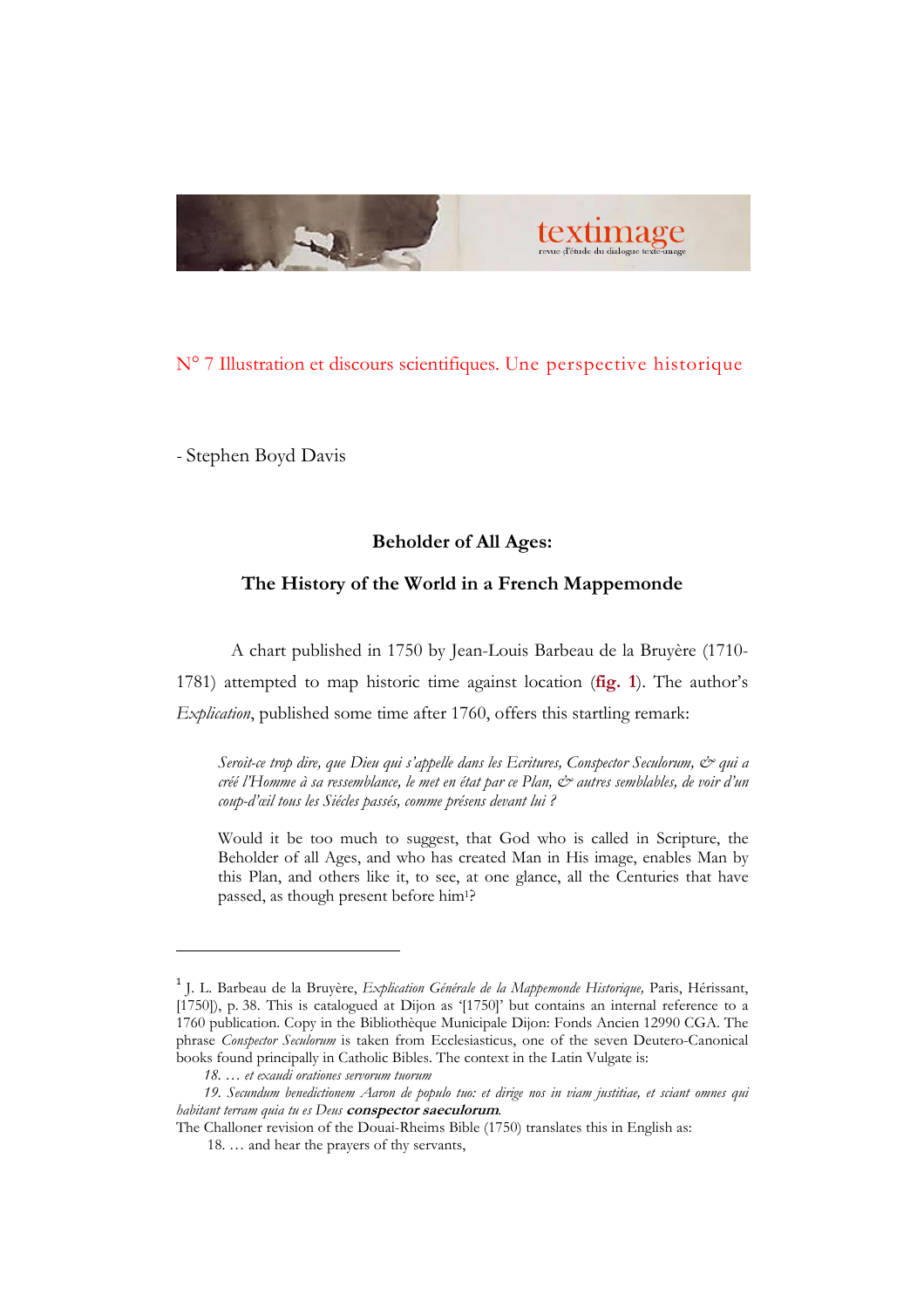textimage

revue d'étude du dialogue texte-image

N° 7 Illustration et discours scientifiques. Une perspective historique

- Stephen Boyd Davis

## Beholder of All Ages:

## The History of the World in a French Mappemonde

A chart published in 1750 by Jean-Louis Barbeau de la Bruyère (1710-1781) attempted to map historic time against location (**fig. 1**). The author's *Explication*, published some time after 1760, offers this startling remark:

> *Seroit-ce trop dire, que Dieu qui s'appelle dans les Ecritures, Conspector Seculorum, & qui a créé l'Homme à sa ressemblance, le met en état par ce Plan, & autres semblables, de voir d'un coup-d'œil tous les Siécles passés, comme présens devant lui ?*
>
> Would it be too much to suggest, that God who is called in Scripture, the Beholder of all Ages, and who has created Man in His image, enables Man by this Plan, and others like it, to see, at one glance, all the Centuries that have passed, as though present before him[1]?

---

[1] J. L. Barbeau de la Bruyère, *Explication Générale de la Mappemonde Historique,* Paris, Hérissant, [1750]), p. 38. This is catalogued at Dijon as '[1750]' but contains an internal reference to a 1760 publication. Copy in the Bibliothèque Municipale Dijon: Fonds Ancien 12990 CGA. The phrase *Conspector Seculorum* is taken from Ecclesiasticus, one of the seven Deutero-Canonical books found principally in Catholic Bibles. The context in the Latin Vulgate is:

*18. … et exaudi orationes servorum tuorum*

*19. Secundum benedictionem Aaron de populo tuo: et dirige nos in viam justitiae, et sciant omnes qui habitant terram quia tu es Deus* ***conspector saeculorum****.*

The Challoner revision of the Douai-Rheims Bible (1750) translates this in English as:

18. … and hear the prayers of thy servants,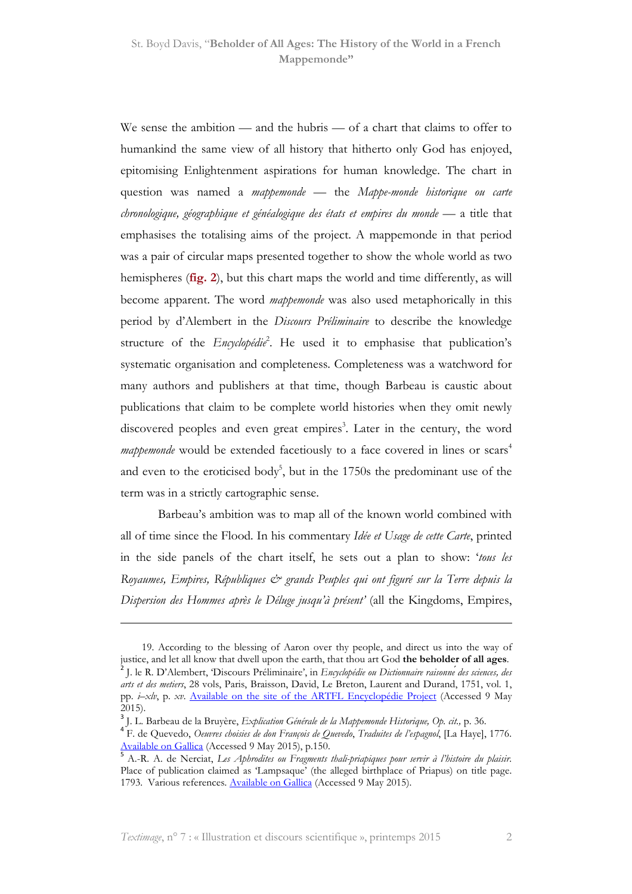We sense the ambition — and the hubris — of a chart that claims to offer to humankind the same view of all history that hitherto only God has enjoyed, epitomising Enlightenment aspirations for human knowledge. The chart in question was named a *mappemonde* — the *Mappe-monde historique ou carte chronologique, géographique et généalogique des états et empires du monde* — a title that emphasises the totalising aims of the project. A mappemonde in that period was a pair of circular maps presented together to show the whole world as two hemispheres (**fig. 2**), but this chart maps the world and time differently, as will become apparent. The word *mappemonde* was also used metaphorically in this period by d'Alembert in the *Discours Préliminaire* to describe the knowledge structure of the *Encyclopédie*[2]. He used it to emphasise that publication's systematic organisation and completeness. Completeness was a watchword for many authors and publishers at that time, though Barbeau is caustic about publications that claim to be complete world histories when they omit newly discovered peoples and even great empires[3]. Later in the century, the word *mappemonde* would be extended facetiously to a face covered in lines or scars[4] and even to the eroticised body[5], but in the 1750s the predominant use of the term was in a strictly cartographic sense.

Barbeau's ambition was to map all of the known world combined with all of time since the Flood. In his commentary *Idée et Usage de cette Carte*, printed in the side panels of the chart itself, he sets out a plan to show: '*tous les Royaumes, Empires, Républiques & grands Peuples qui ont figuré sur la Terre depuis la Dispersion des Hommes après le Déluge jusqu'à présent*' (all the Kingdoms, Empires,

---

19. According to the blessing of Aaron over thy people, and direct us into the way of justice, and let all know that dwell upon the earth, that thou art God **the beholder of all ages**.

[2] J. le R. D'Alembert, 'Discours Préliminaire', in *Encyclopédie ou Dictionnaire raisonné des sciences, des arts et des metiers*, 28 vols, Paris, Braisson, David, Le Breton, Laurent and Durand, 1751, vol. 1, pp. *i–xlv*, p. *xv*. Available on the site of the ARTFL Encyclopédie Project (Accessed 9 May 2015).

[3] J. L. Barbeau de la Bruyère, *Explication Générale de la Mappemonde Historique, Op. cit.,* p. 36.

[4] F. de Quevedo, *Oeuvres choisies de don François de Quevedo*, *Traduites de l'espagnol*, [La Haye], 1776. Available on Gallica (Accessed 9 May 2015), p.150.

[5] A.-R. A. de Nerciat, *Les Aphrodites ou Fragments thali-priapiques pour servir à l'histoire du plaisir.* Place of publication claimed as 'Lampsaque' (the alleged birthplace of Priapus) on title page. 1793. Various references. Available on Gallica (Accessed 9 May 2015).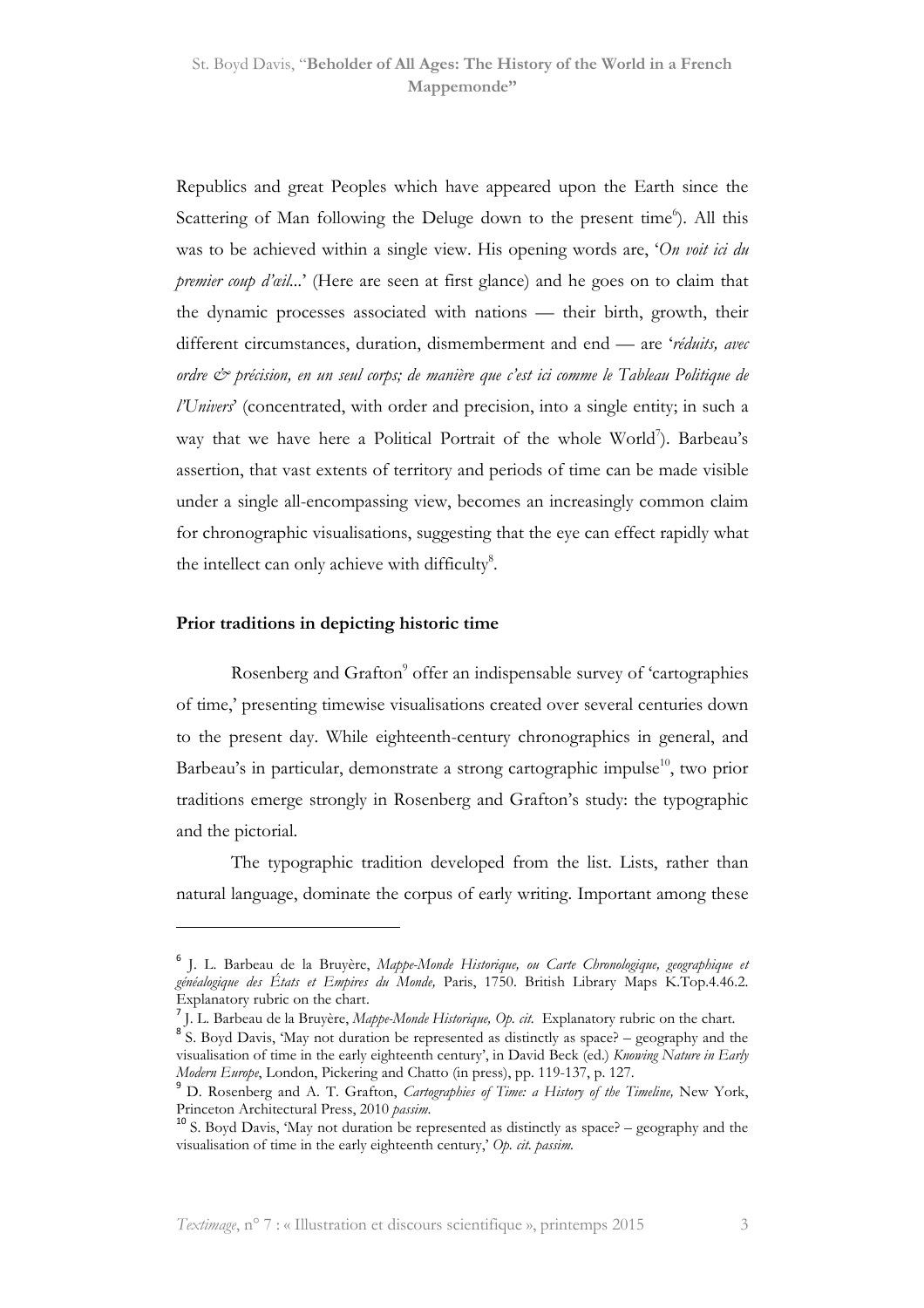Republics and great Peoples which have appeared upon the Earth since the Scattering of Man following the Deluge down to the present time[6]). All this was to be achieved within a single view. His opening words are, '*On voit ici du premier coup d'œil*...' (Here are seen at first glance) and he goes on to claim that the dynamic processes associated with nations — their birth, growth, their different circumstances, duration, dismemberment and end — are '*réduits, avec ordre & précision, en un seul corps; de manière que c'est ici comme le Tableau Politique de l'Univers*' (concentrated, with order and precision, into a single entity; in such a way that we have here a Political Portrait of the whole World[7]). Barbeau's assertion, that vast extents of territory and periods of time can be made visible under a single all-encompassing view, becomes an increasingly common claim for chronographic visualisations, suggesting that the eye can effect rapidly what the intellect can only achieve with difficulty[8].

## Prior traditions in depicting historic time

Rosenberg and Grafton[9] offer an indispensable survey of 'cartographies of time,' presenting timewise visualisations created over several centuries down to the present day. While eighteenth-century chronographics in general, and Barbeau's in particular, demonstrate a strong cartographic impulse[10], two prior traditions emerge strongly in Rosenberg and Grafton's study: the typographic and the pictorial.

The typographic tradition developed from the list. Lists, rather than natural language, dominate the corpus of early writing. Important among these

---

[6] J. L. Barbeau de la Bruyère, *Mappe-Monde Historique, ou Carte Chronologique, geographique et généalogique des États et Empires du Monde,* Paris, 1750. British Library Maps K.Top.4.46.2. Explanatory rubric on the chart.

[7] J. L. Barbeau de la Bruyère, *Mappe-Monde Historique, Op. cit.* Explanatory rubric on the chart.

[8] S. Boyd Davis, 'May not duration be represented as distinctly as space? – geography and the visualisation of time in the early eighteenth century', in David Beck (ed.) *Knowing Nature in Early Modern Europe*, London, Pickering and Chatto (in press), pp. 119-137, p. 127.

[9] D. Rosenberg and A. T. Grafton, *Cartographies of Time: a History of the Timeline,* New York, Princeton Architectural Press, 2010 *passim.*

[10] S. Boyd Davis, 'May not duration be represented as distinctly as space? – geography and the visualisation of time in the early eighteenth century,' *Op. cit. passim.*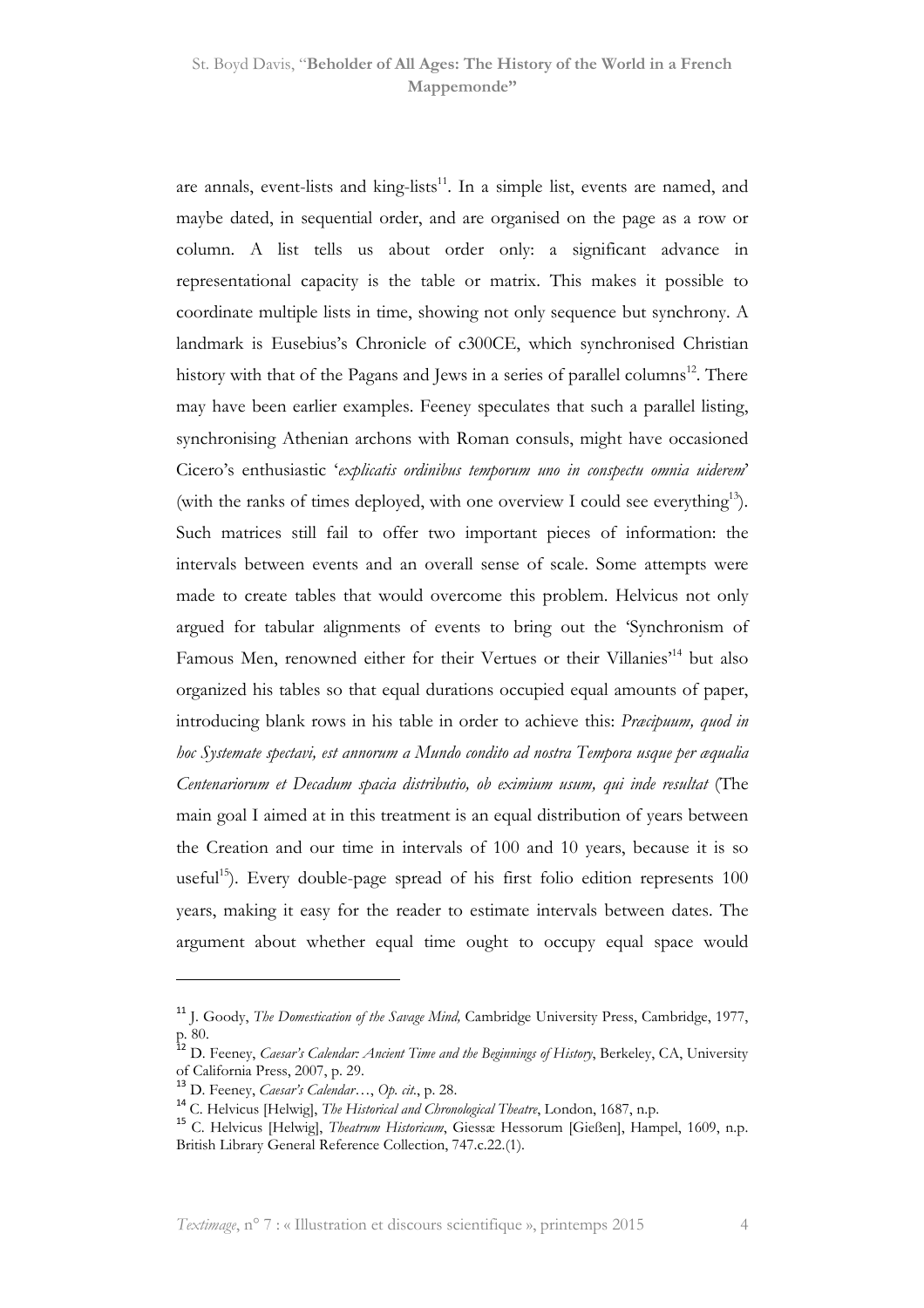are annals, event-lists and king-lists[11]. In a simple list, events are named, and maybe dated, in sequential order, and are organised on the page as a row or column. A list tells us about order only: a significant advance in representational capacity is the table or matrix. This makes it possible to coordinate multiple lists in time, showing not only sequence but synchrony. A landmark is Eusebius's Chronicle of c300CE, which synchronised Christian history with that of the Pagans and Jews in a series of parallel columns[12]. There may have been earlier examples. Feeney speculates that such a parallel listing, synchronising Athenian archons with Roman consuls, might have occasioned Cicero's enthusiastic '*explicatis ordinibus temporum uno in conspectu omnia uiderem*' (with the ranks of times deployed, with one overview I could see everything[13]). Such matrices still fail to offer two important pieces of information: the intervals between events and an overall sense of scale. Some attempts were made to create tables that would overcome this problem. Helvicus not only argued for tabular alignments of events to bring out the 'Synchronism of Famous Men, renowned either for their Vertues or their Villanies'[14] but also organized his tables so that equal durations occupied equal amounts of paper, introducing blank rows in his table in order to achieve this: *Præcipuum, quod in hoc Systemate spectavi, est annorum a Mundo condito ad nostra Tempora usque per æqualia Centenariorum et Decadum spacia distributio, ob eximium usum, qui inde resultat* (The main goal I aimed at in this treatment is an equal distribution of years between the Creation and our time in intervals of 100 and 10 years, because it is so useful[15]). Every double-page spread of his first folio edition represents 100 years, making it easy for the reader to estimate intervals between dates. The argument about whether equal time ought to occupy equal space would

---

[11] J. Goody, *The Domestication of the Savage Mind,* Cambridge University Press, Cambridge, 1977, p. 80.

[12] D. Feeney, *Caesar's Calendar: Ancient Time and the Beginnings of History*, Berkeley, CA, University of California Press, 2007, p. 29.

[13] D. Feeney, *Caesar's Calendar…*, *Op. cit.*, p. 28.

[14] C. Helvicus [Helwig], *The Historical and Chronological Theatre*, London, 1687, n.p.

[15] C. Helvicus [Helwig], *Theatrum Historicum*, Giessæ Hessorum [Gießen], Hampel, 1609, n.p. British Library General Reference Collection, 747.c.22.(1).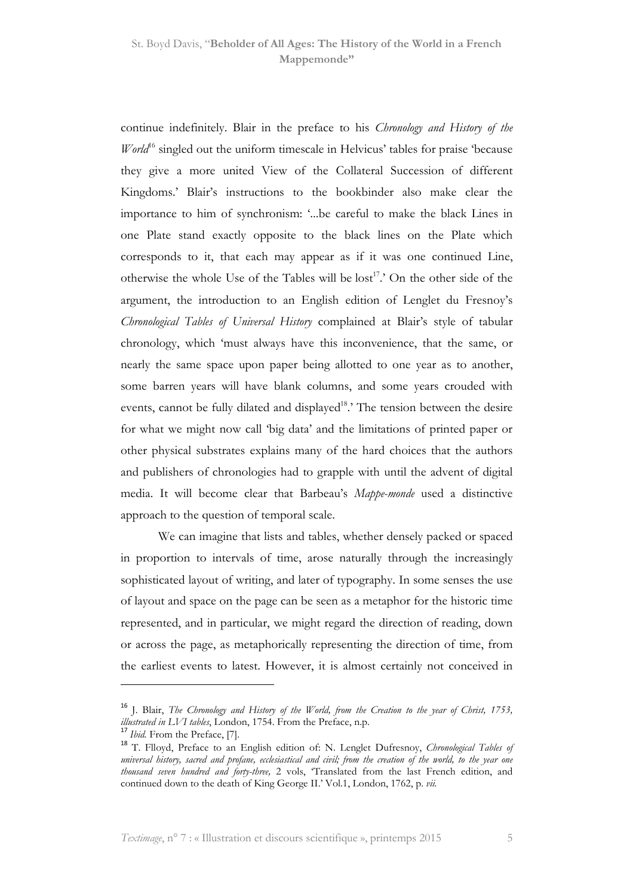continue indefinitely. Blair in the preface to his *Chronology and History of the World*[16] singled out the uniform timescale in Helvicus' tables for praise 'because they give a more united View of the Collateral Succession of different Kingdoms.' Blair's instructions to the bookbinder also make clear the importance to him of synchronism: '...be careful to make the black Lines in one Plate stand exactly opposite to the black lines on the Plate which corresponds to it, that each may appear as if it was one continued Line, otherwise the whole Use of the Tables will be lost[17].' On the other side of the argument, the introduction to an English edition of Lenglet du Fresnoy's *Chronological Tables of Universal History* complained at Blair's style of tabular chronology, which 'must always have this inconvenience, that the same, or nearly the same space upon paper being allotted to one year as to another, some barren years will have blank columns, and some years crouded with events, cannot be fully dilated and displayed[18].' The tension between the desire for what we might now call 'big data' and the limitations of printed paper or other physical substrates explains many of the hard choices that the authors and publishers of chronologies had to grapple with until the advent of digital media. It will become clear that Barbeau's *Mappe-monde* used a distinctive approach to the question of temporal scale.

We can imagine that lists and tables, whether densely packed or spaced in proportion to intervals of time, arose naturally through the increasingly sophisticated layout of writing, and later of typography. In some senses the use of layout and space on the page can be seen as a metaphor for the historic time represented, and in particular, we might regard the direction of reading, down or across the page, as metaphorically representing the direction of time, from the earliest events to latest. However, it is almost certainly not conceived in

---

[16] J. Blair, *The Chronology and History of the World, from the Creation to the year of Christ, 1753, illustrated in LVI tables*, London, 1754. From the Preface, n.p.

[17] *Ibid.* From the Preface, [7].

[18] T. Flloyd, Preface to an English edition of: N. Lenglet Dufresnoy, *Chronological Tables of universal history, sacred and profane, ecclesiastical and civil; from the creation of the world, to the year one thousand seven hundred and forty-three,* 2 vols, 'Translated from the last French edition, and continued down to the death of King George II.' Vol.1, London, 1762, p. *vii*.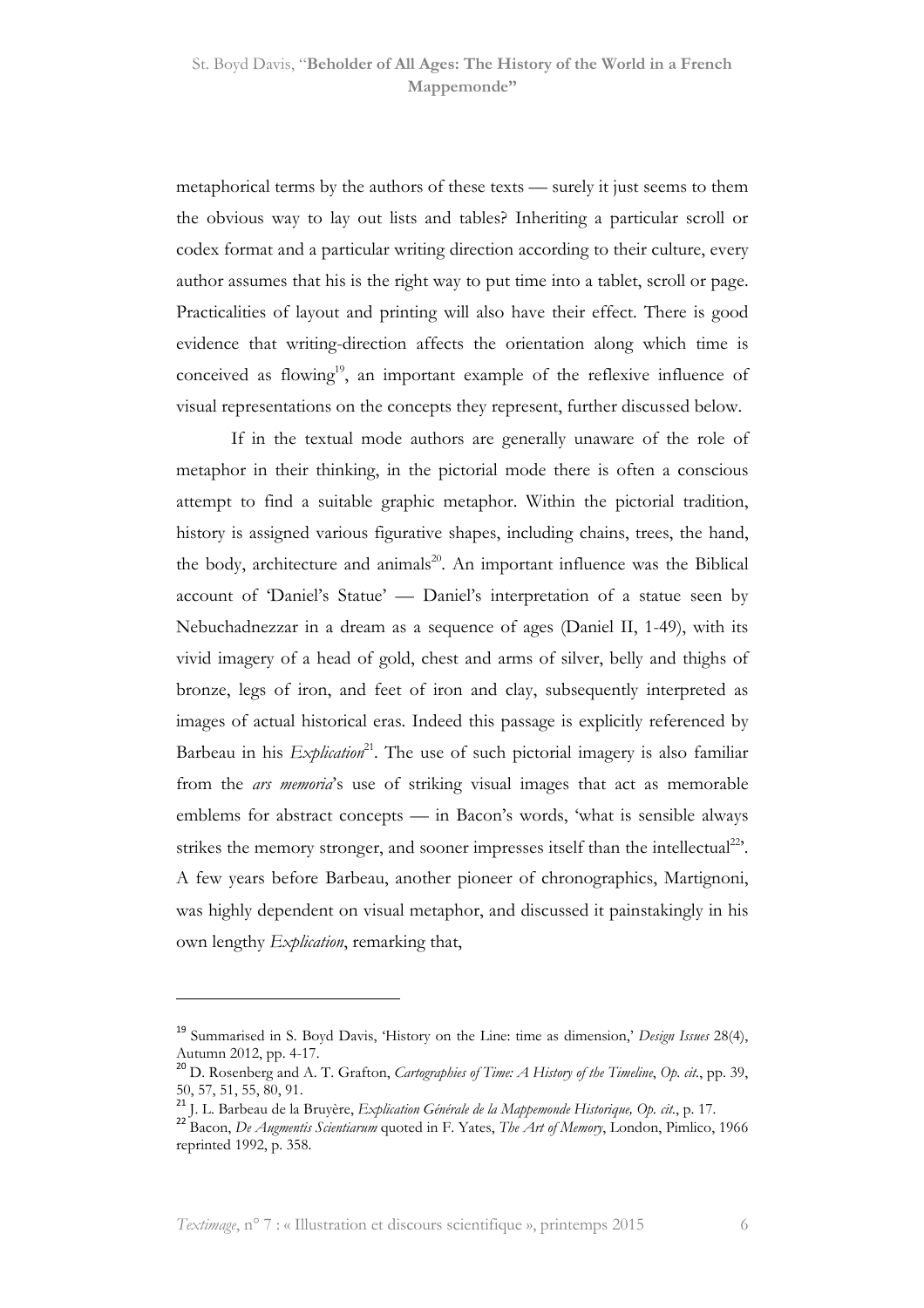metaphorical terms by the authors of these texts — surely it just seems to them the obvious way to lay out lists and tables? Inheriting a particular scroll or codex format and a particular writing direction according to their culture, every author assumes that his is the right way to put time into a tablet, scroll or page. Practicalities of layout and printing will also have their effect. There is good evidence that writing-direction affects the orientation along which time is conceived as flowing[19], an important example of the reflexive influence of visual representations on the concepts they represent, further discussed below.

If in the textual mode authors are generally unaware of the role of metaphor in their thinking, in the pictorial mode there is often a conscious attempt to find a suitable graphic metaphor. Within the pictorial tradition, history is assigned various figurative shapes, including chains, trees, the hand, the body, architecture and animals[20]. An important influence was the Biblical account of 'Daniel's Statue' — Daniel's interpretation of a statue seen by Nebuchadnezzar in a dream as a sequence of ages (Daniel II, 1-49), with its vivid imagery of a head of gold, chest and arms of silver, belly and thighs of bronze, legs of iron, and feet of iron and clay, subsequently interpreted as images of actual historical eras. Indeed this passage is explicitly referenced by Barbeau in his *Explication*[21]. The use of such pictorial imagery is also familiar from the *ars memoria*'s use of striking visual images that act as memorable emblems for abstract concepts — in Bacon's words, 'what is sensible always strikes the memory stronger, and sooner impresses itself than the intellectual[22]'. A few years before Barbeau, another pioneer of chronographics, Martignoni, was highly dependent on visual metaphor, and discussed it painstakingly in his own lengthy *Explication*, remarking that,

---

[19] Summarised in S. Boyd Davis, 'History on the Line: time as dimension,' *Design Issues* 28(4), Autumn 2012, pp. 4-17.

[20] D. Rosenberg and A. T. Grafton, *Cartographies of Time: A History of the Timeline*, *Op. cit.*, pp. 39, 50, 57, 51, 55, 80, 91.

[21] J. L. Barbeau de la Bruyère, *Explication Générale de la Mappemonde Historique, Op. cit.*, p. 17.

[22] Bacon, *De Augmentis Scientiarum* quoted in F. Yates, *The Art of Memory*, London, Pimlico, 1966 reprinted 1992, p. 358.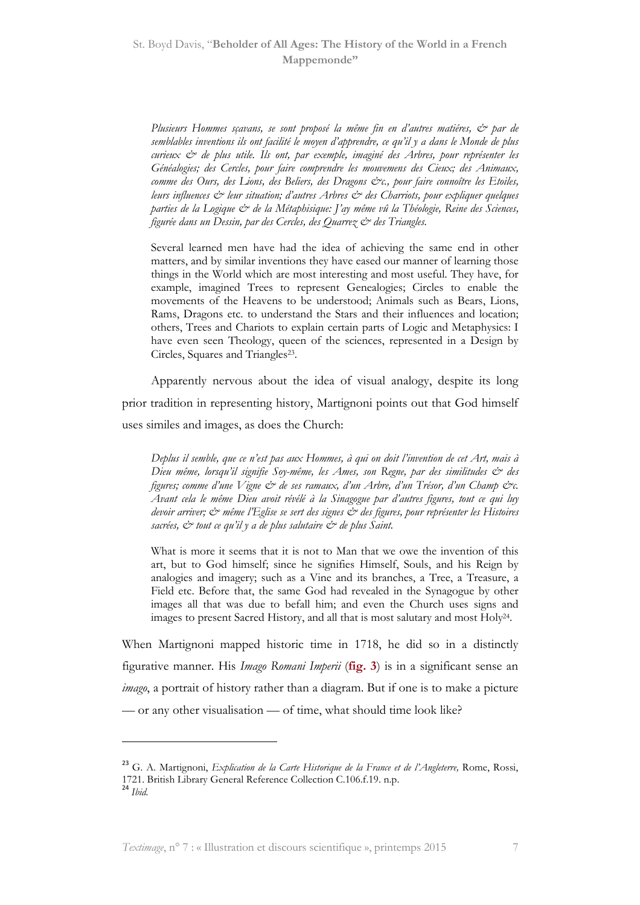> *Plusieurs Hommes sçavans, se sont proposé la même fin en d'autres matiéres, & par de semblables inventions ils ont facilité le moyen d'apprendre, ce qu'il y a dans le Monde de plus curieux & de plus utile. Ils ont, par exemple, imaginé des Arbres, pour représenter les Généalogies; des Cercles, pour faire comprendre les mouvemens des Cieux; des Animaux, comme des Ours, des Lions, des Beliers, des Dragons &c., pour faire connoître les Etoiles, leurs influences & leur situation; d'autres Arbres & des Charriots, pour expliquer quelques parties de la Logique & de la Métaphisique: J'ay même vû la Théologie, Reine des Sciences, figurée dans un Dessin, par des Cercles, des Quarrez & des Triangles.*

> Several learned men have had the idea of achieving the same end in other matters, and by similar inventions they have eased our manner of learning those things in the World which are most interesting and most useful. They have, for example, imagined Trees to represent Genealogies; Circles to enable the movements of the Heavens to be understood; Animals such as Bears, Lions, Rams, Dragons etc. to understand the Stars and their influences and location; others, Trees and Chariots to explain certain parts of Logic and Metaphysics: I have even seen Theology, queen of the sciences, represented in a Design by Circles, Squares and Triangles[23].

Apparently nervous about the idea of visual analogy, despite its long prior tradition in representing history, Martignoni points out that God himself uses similes and images, as does the Church:

> *Deplus il semble, que ce n'est pas aux Hommes, à qui on doit l'invention de cet Art, mais à Dieu même, lorsqu'il signifie Soy-même, les Ames, son Regne, par des similitudes & des figures; comme d'une Vigne & de ses ramaux, d'un Arbre, d'un Trésor, d'un Champ &c. Avant cela le même Dieu avoit révélé à la Sinagogue par d'autres figures, tout ce qui luy devoir arriver; & même l'Eglise se sert des signes & des figures, pour représenter les Histoires sacrées, & tout ce qu'il y a de plus salutaire & de plus Saint.*

> What is more it seems that it is not to Man that we owe the invention of this art, but to God himself; since he signifies Himself, Souls, and his Reign by analogies and imagery; such as a Vine and its branches, a Tree, a Treasure, a Field etc. Before that, the same God had revealed in the Synagogue by other images all that was due to befall him; and even the Church uses signs and images to present Sacred History, and all that is most salutary and most Holy[24].

When Martignoni mapped historic time in 1718, he did so in a distinctly figurative manner. His *Imago Romani Imperii* (**fig. 3**) is in a significant sense an *imago*, a portrait of history rather than a diagram. But if one is to make a picture — or any other visualisation — of time, what should time look like?

---

[23] G. A. Martignoni, *Explication de la Carte Historique de la France et de l'Angleterre,* Rome, Rossi, 1721. British Library General Reference Collection C.106.f.19. n.p.

[24] *Ibid.*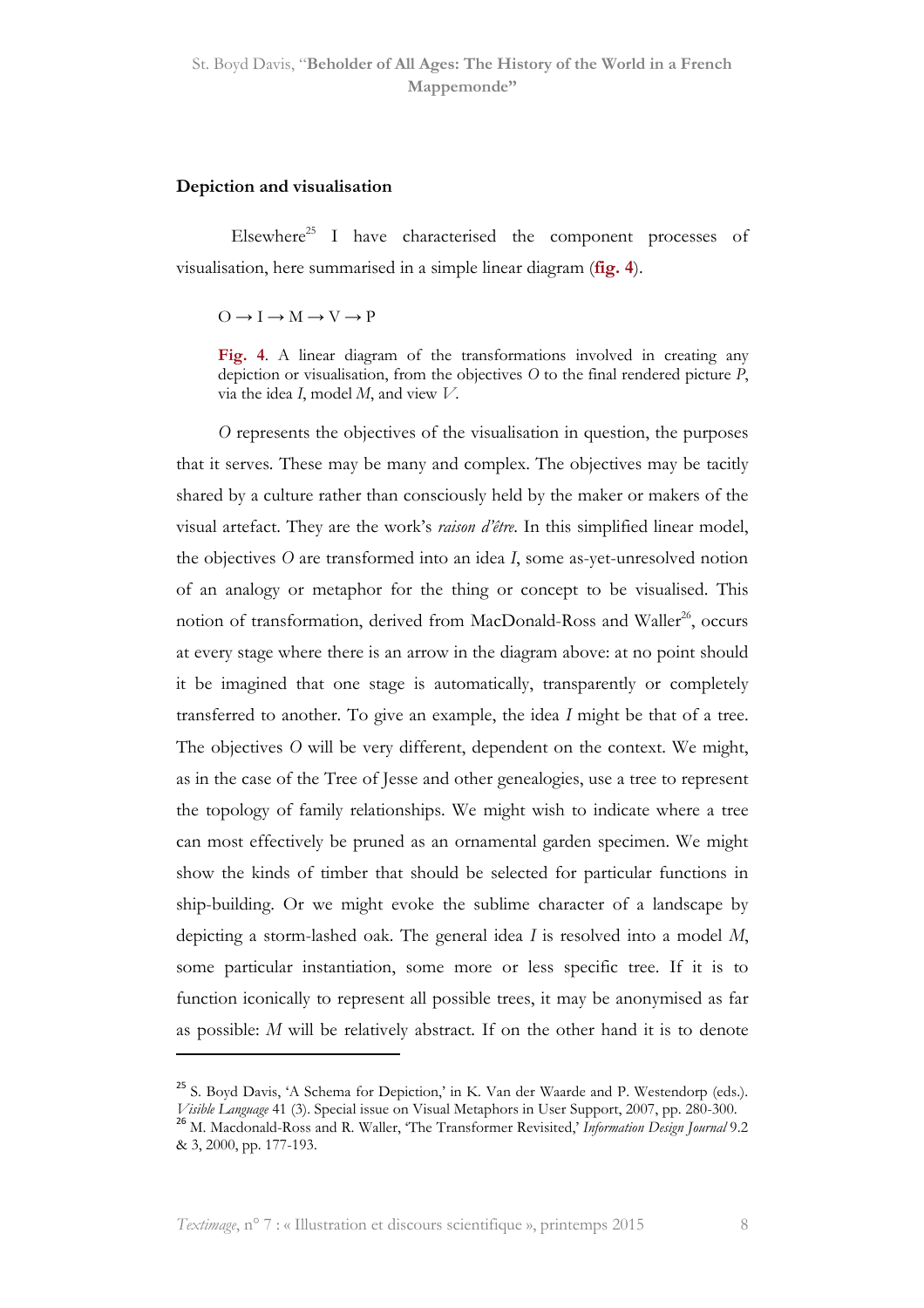## Depiction and visualisation

Elsewhere[25] I have characterised the component processes of visualisation, here summarised in a simple linear diagram (**fig. 4**).

O → I → M → V → P

**Fig. 4**. A linear diagram of the transformations involved in creating any depiction or visualisation, from the objectives *O* to the final rendered picture *P*, via the idea *I*, model *M*, and view *V*.

*O* represents the objectives of the visualisation in question, the purposes that it serves. These may be many and complex. The objectives may be tacitly shared by a culture rather than consciously held by the maker or makers of the visual artefact. They are the work's *raison d'être*. In this simplified linear model, the objectives *O* are transformed into an idea *I*, some as-yet-unresolved notion of an analogy or metaphor for the thing or concept to be visualised. This notion of transformation, derived from MacDonald-Ross and Waller[26], occurs at every stage where there is an arrow in the diagram above: at no point should it be imagined that one stage is automatically, transparently or completely transferred to another. To give an example, the idea *I* might be that of a tree. The objectives *O* will be very different, dependent on the context. We might, as in the case of the Tree of Jesse and other genealogies, use a tree to represent the topology of family relationships. We might wish to indicate where a tree can most effectively be pruned as an ornamental garden specimen. We might show the kinds of timber that should be selected for particular functions in ship-building. Or we might evoke the sublime character of a landscape by depicting a storm-lashed oak. The general idea *I* is resolved into a model *M*, some particular instantiation, some more or less specific tree. If it is to function iconically to represent all possible trees, it may be anonymised as far as possible: *M* will be relatively abstract. If on the other hand it is to denote

---

[25] S. Boyd Davis, 'A Schema for Depiction,' in K. Van der Waarde and P. Westendorp (eds.). *Visible Language* 41 (3). Special issue on Visual Metaphors in User Support, 2007, pp. 280-300.

[26] M. Macdonald-Ross and R. Waller, 'The Transformer Revisited,' *Information Design Journal* 9.2 & 3, 2000, pp. 177-193.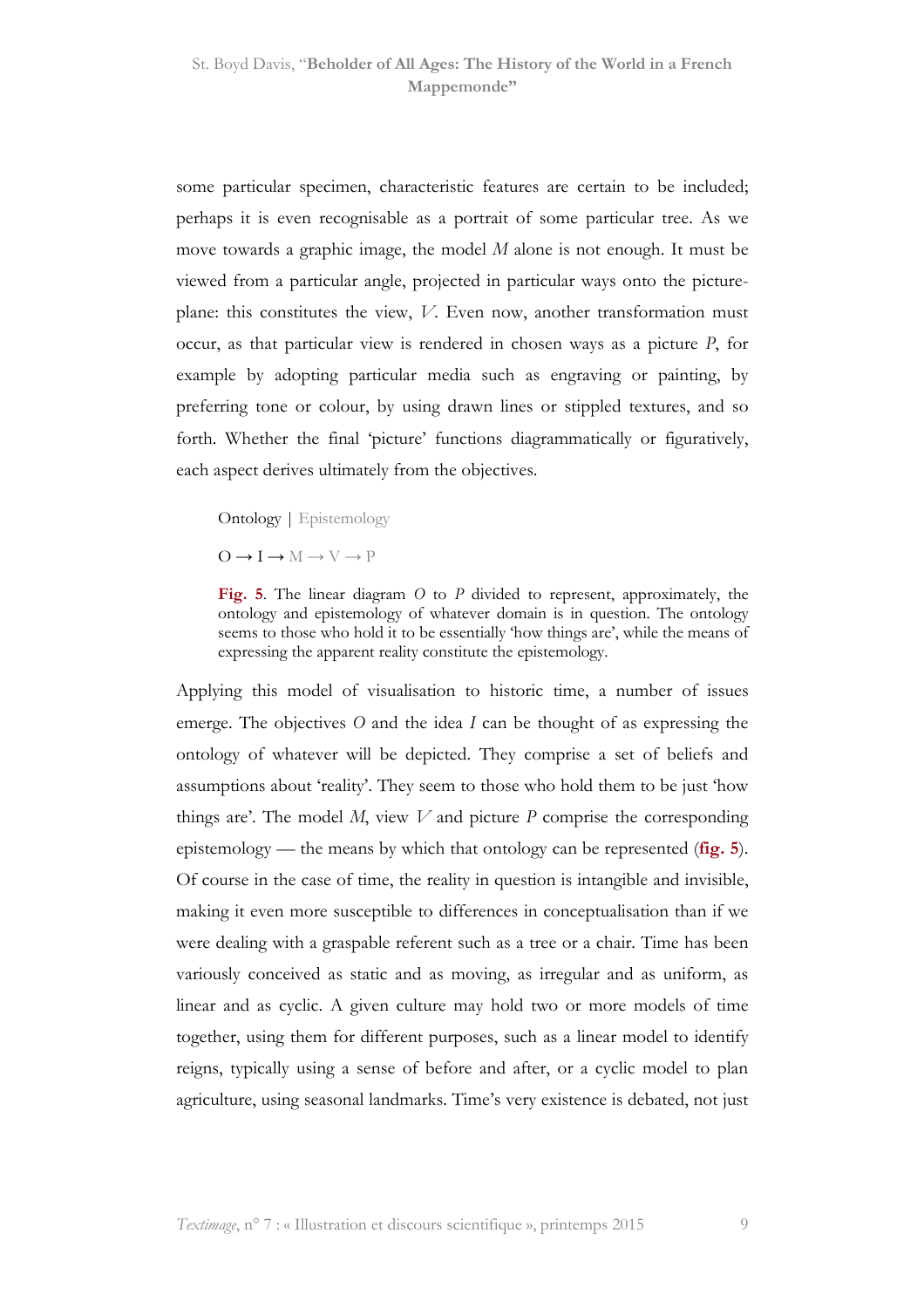some particular specimen, characteristic features are certain to be included; perhaps it is even recognisable as a portrait of some particular tree. As we move towards a graphic image, the model *M* alone is not enough. It must be viewed from a particular angle, projected in particular ways onto the picture-plane: this constitutes the view, *V*. Even now, another transformation must occur, as that particular view is rendered in chosen ways as a picture *P*, for example by adopting particular media such as engraving or painting, by preferring tone or colour, by using drawn lines or stippled textures, and so forth. Whether the final 'picture' functions diagrammatically or figuratively, each aspect derives ultimately from the objectives.

Ontology | Epistemology

O → I → M → V → P

**Fig. 5**. The linear diagram *O* to *P* divided to represent, approximately, the ontology and epistemology of whatever domain is in question. The ontology seems to those who hold it to be essentially 'how things are', while the means of expressing the apparent reality constitute the epistemology.

Applying this model of visualisation to historic time, a number of issues emerge. The objectives *O* and the idea *I* can be thought of as expressing the ontology of whatever will be depicted. They comprise a set of beliefs and assumptions about 'reality'. They seem to those who hold them to be just 'how things are'. The model *M*, view *V* and picture *P* comprise the corresponding epistemology — the means by which that ontology can be represented (**fig. 5**). Of course in the case of time, the reality in question is intangible and invisible, making it even more susceptible to differences in conceptualisation than if we were dealing with a graspable referent such as a tree or a chair. Time has been variously conceived as static and as moving, as irregular and as uniform, as linear and as cyclic. A given culture may hold two or more models of time together, using them for different purposes, such as a linear model to identify reigns, typically using a sense of before and after, or a cyclic model to plan agriculture, using seasonal landmarks. Time's very existence is debated, not just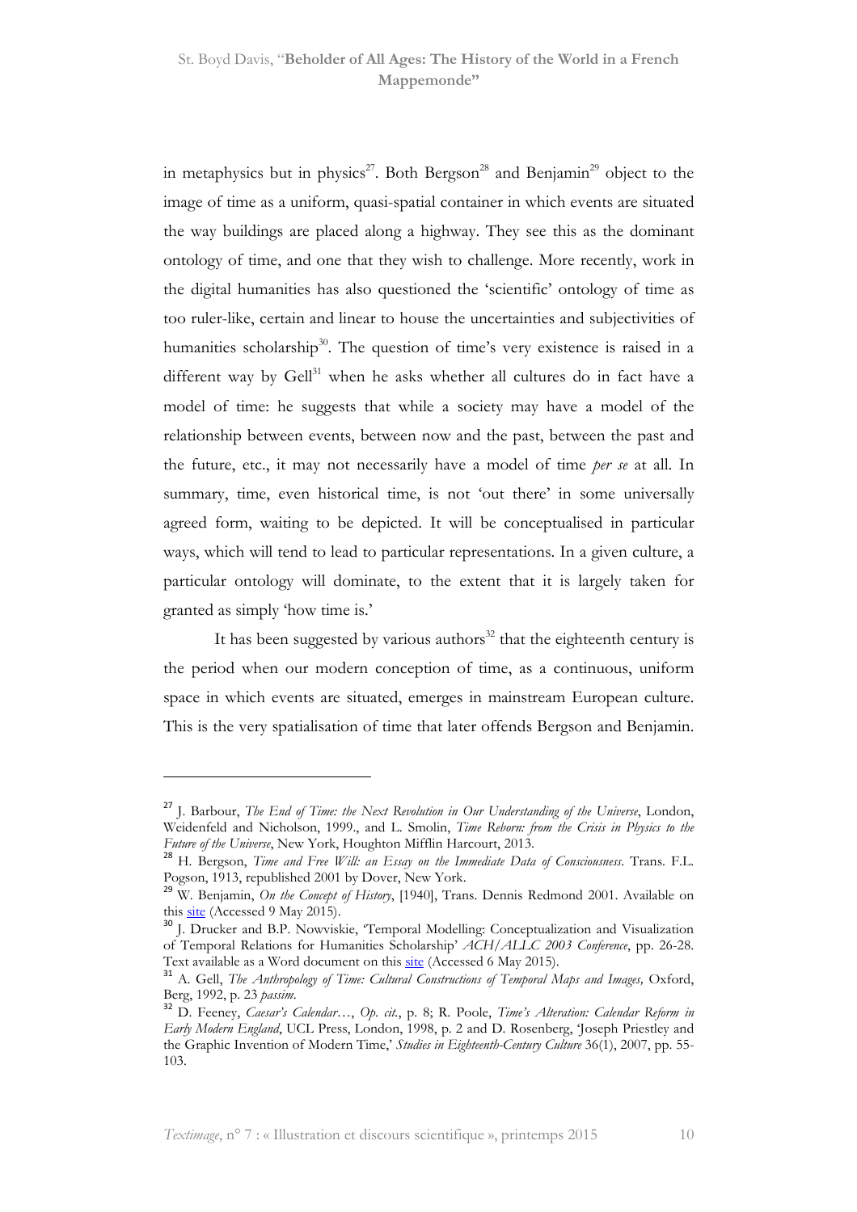in metaphysics but in physics[27]. Both Bergson[28] and Benjamin[29] object to the image of time as a uniform, quasi-spatial container in which events are situated the way buildings are placed along a highway. They see this as the dominant ontology of time, and one that they wish to challenge. More recently, work in the digital humanities has also questioned the 'scientific' ontology of time as too ruler-like, certain and linear to house the uncertainties and subjectivities of humanities scholarship[30]. The question of time's very existence is raised in a different way by Gell[31] when he asks whether all cultures do in fact have a model of time: he suggests that while a society may have a model of the relationship between events, between now and the past, between the past and the future, etc., it may not necessarily have a model of time *per se* at all. In summary, time, even historical time, is not 'out there' in some universally agreed form, waiting to be depicted. It will be conceptualised in particular ways, which will tend to lead to particular representations. In a given culture, a particular ontology will dominate, to the extent that it is largely taken for granted as simply 'how time is.'

It has been suggested by various authors[32] that the eighteenth century is the period when our modern conception of time, as a continuous, uniform space in which events are situated, emerges in mainstream European culture. This is the very spatialisation of time that later offends Bergson and Benjamin.

---

[27] J. Barbour, *The End of Time: the Next Revolution in Our Understanding of the Universe*, London, Weidenfeld and Nicholson, 1999., and L. Smolin, *Time Reborn: from the Crisis in Physics to the Future of the Universe*, New York, Houghton Mifflin Harcourt, 2013.

[28] H. Bergson, *Time and Free Will: an Essay on the Immediate Data of Consciousness*. Trans. F.L. Pogson, 1913, republished 2001 by Dover, New York.

[29] W. Benjamin, *On the Concept of History*, [1940], Trans. Dennis Redmond 2001. Available on this site (Accessed 9 May 2015).

[30] J. Drucker and B.P. Nowviskie, 'Temporal Modelling: Conceptualization and Visualization of Temporal Relations for Humanities Scholarship' *ACH/ALLC 2003 Conference*, pp. 26-28. Text available as a Word document on this site (Accessed 6 May 2015).

[31] A. Gell, *The Anthropology of Time: Cultural Constructions of Temporal Maps and Images,* Oxford, Berg, 1992, p. 23 *passim*.

[32] D. Feeney, *Caesar's Calendar…*, *Op. cit.*, p. 8; R. Poole, *Time's Alteration: Calendar Reform in Early Modern England*, UCL Press, London, 1998, p. 2 and D. Rosenberg, 'Joseph Priestley and the Graphic Invention of Modern Time,' *Studies in Eighteenth-Century Culture* 36(1), 2007, pp. 55-103.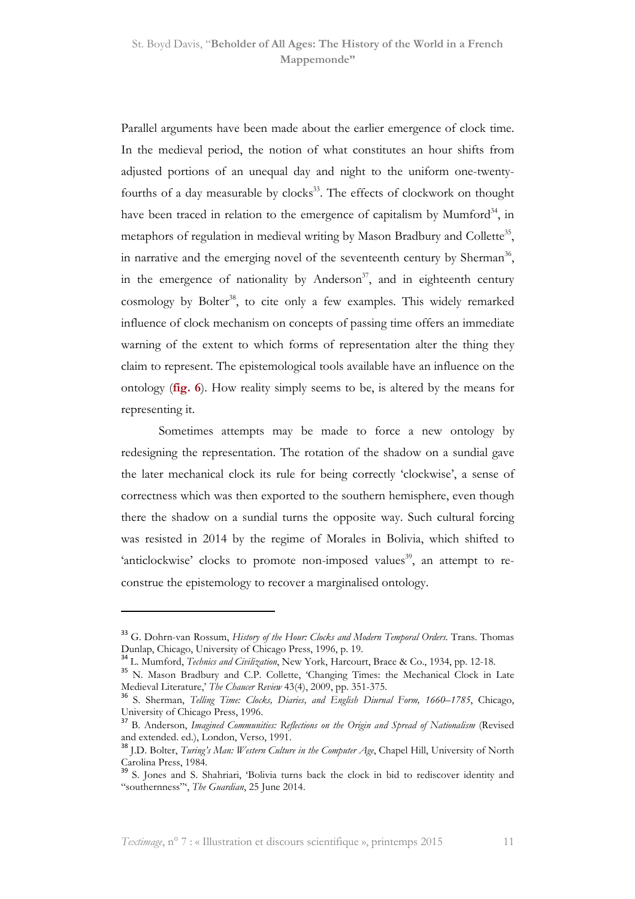Parallel arguments have been made about the earlier emergence of clock time. In the medieval period, the notion of what constitutes an hour shifts from adjusted portions of an unequal day and night to the uniform one-twenty-fourths of a day measurable by clocks[33]. The effects of clockwork on thought have been traced in relation to the emergence of capitalism by Mumford[34], in metaphors of regulation in medieval writing by Mason Bradbury and Collette[35], in narrative and the emerging novel of the seventeenth century by Sherman[36], in the emergence of nationality by Anderson[37], and in eighteenth century cosmology by Bolter[38], to cite only a few examples. This widely remarked influence of clock mechanism on concepts of passing time offers an immediate warning of the extent to which forms of representation alter the thing they claim to represent. The epistemological tools available have an influence on the ontology (**fig. 6**). How reality simply seems to be, is altered by the means for representing it.

Sometimes attempts may be made to force a new ontology by redesigning the representation. The rotation of the shadow on a sundial gave the later mechanical clock its rule for being correctly 'clockwise', a sense of correctness which was then exported to the southern hemisphere, even though there the shadow on a sundial turns the opposite way. Such cultural forcing was resisted in 2014 by the regime of Morales in Bolivia, which shifted to 'anticlockwise' clocks to promote non-imposed values[39], an attempt to re-construe the epistemology to recover a marginalised ontology.

---

[33] G. Dohrn-van Rossum, *History of the Hour: Clocks and Modern Temporal Orders*. Trans. Thomas Dunlap, Chicago, University of Chicago Press, 1996, p. 19.

[34] L. Mumford, *Technics and Civilization*, New York, Harcourt, Brace & Co., 1934, pp. 12-18.

[35] N. Mason Bradbury and C.P. Collette, 'Changing Times: the Mechanical Clock in Late Medieval Literature,' *The Chaucer Review* 43(4), 2009, pp. 351-375.

[36] S. Sherman, *Telling Time: Clocks, Diaries, and English Diurnal Form, 1660–1785*, Chicago, University of Chicago Press, 1996.

[37] B. Anderson, *Imagined Communities: Reflections on the Origin and Spread of Nationalism* (Revised and extended. ed.), London, Verso, 1991.

[38] J.D. Bolter, *Turing's Man: Western Culture in the Computer Age*, Chapel Hill, University of North Carolina Press, 1984.

[39] S. Jones and S. Shahriari, 'Bolivia turns back the clock in bid to rediscover identity and "southernness"', *The Guardian*, 25 June 2014.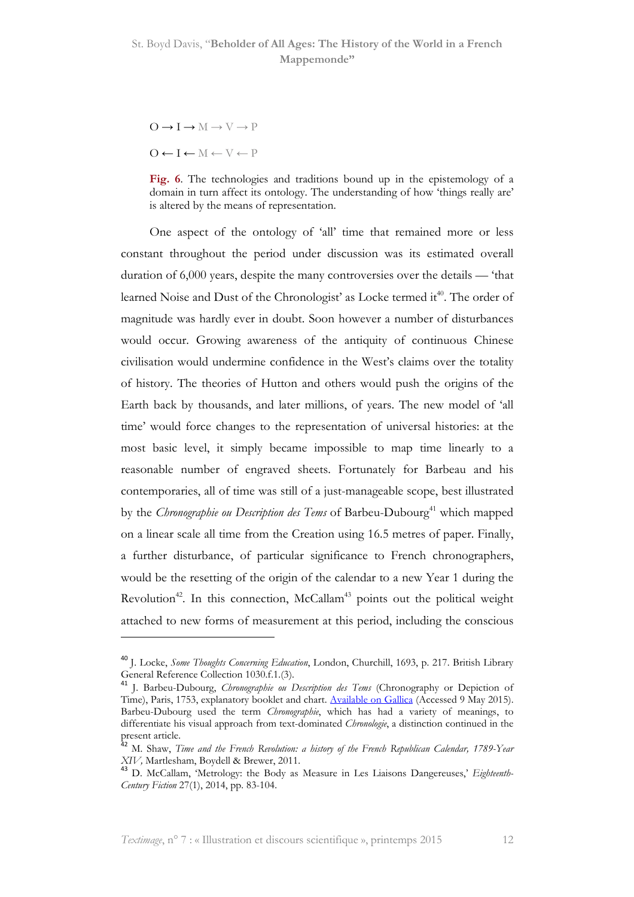O → I → M → V → P

O ← I ← M ← V ← P

**Fig. 6**. The technologies and traditions bound up in the epistemology of a domain in turn affect its ontology. The understanding of how 'things really are' is altered by the means of representation.

One aspect of the ontology of 'all' time that remained more or less constant throughout the period under discussion was its estimated overall duration of 6,000 years, despite the many controversies over the details — 'that learned Noise and Dust of the Chronologist' as Locke termed it[40]. The order of magnitude was hardly ever in doubt. Soon however a number of disturbances would occur. Growing awareness of the antiquity of continuous Chinese civilisation would undermine confidence in the West's claims over the totality of history. The theories of Hutton and others would push the origins of the Earth back by thousands, and later millions, of years. The new model of 'all time' would force changes to the representation of universal histories: at the most basic level, it simply became impossible to map time linearly to a reasonable number of engraved sheets. Fortunately for Barbeau and his contemporaries, all of time was still of a just-manageable scope, best illustrated by the *Chronographie ou Description des Tems* of Barbeu-Dubourg[41] which mapped on a linear scale all time from the Creation using 16.5 metres of paper. Finally, a further disturbance, of particular significance to French chronographers, would be the resetting of the origin of the calendar to a new Year 1 during the Revolution[42]. In this connection, McCallam[43] points out the political weight attached to new forms of measurement at this period, including the conscious

---

[40] J. Locke, *Some Thoughts Concerning Education*, London, Churchill, 1693, p. 217. British Library General Reference Collection 1030.f.1.(3).

[41] J. Barbeu-Dubourg, *Chronographie ou Description des Tems* (Chronography or Depiction of Time), Paris, 1753, explanatory booklet and chart. Available on Gallica (Accessed 9 May 2015). Barbeu-Dubourg used the term *Chronographie*, which has had a variety of meanings, to differentiate his visual approach from text-dominated *Chronologie*, a distinction continued in the present article.

[42] M. Shaw, *Time and the French Revolution: a history of the French Republican Calendar, 1789-Year XIV*, Martlesham, Boydell & Brewer, 2011.

[43] D. McCallam, 'Metrology: the Body as Measure in Les Liaisons Dangereuses,' *Eighteenth-Century Fiction* 27(1), 2014, pp. 83-104.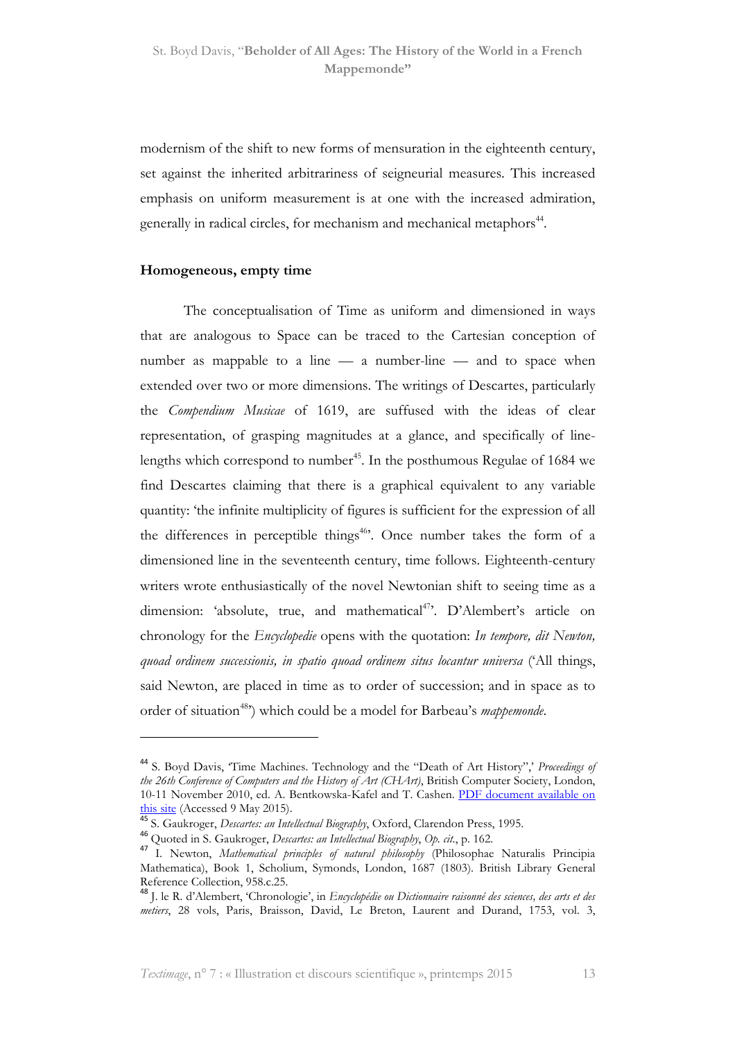modernism of the shift to new forms of mensuration in the eighteenth century, set against the inherited arbitrariness of seigneurial measures. This increased emphasis on uniform measurement is at one with the increased admiration, generally in radical circles, for mechanism and mechanical metaphors[44].

### Homogeneous, empty time

The conceptualisation of Time as uniform and dimensioned in ways that are analogous to Space can be traced to the Cartesian conception of number as mappable to a line — a number-line — and to space when extended over two or more dimensions. The writings of Descartes, particularly the *Compendium Musicae* of 1619, are suffused with the ideas of clear representation, of grasping magnitudes at a glance, and specifically of line-lengths which correspond to number[45]. In the posthumous Regulae of 1684 we find Descartes claiming that there is a graphical equivalent to any variable quantity: 'the infinite multiplicity of figures is sufficient for the expression of all the differences in perceptible things[46]'. Once number takes the form of a dimensioned line in the seventeenth century, time follows. Eighteenth-century writers wrote enthusiastically of the novel Newtonian shift to seeing time as a dimension: 'absolute, true, and mathematical[47]'. D'Alembert's article on chronology for the *Encyclopedie* opens with the quotation: *In tempore, dit Newton, quoad ordinem successionis, in spatio quoad ordinem situs locantur universa* ('All things, said Newton, are placed in time as to order of succession; and in space as to order of situation[48]') which could be a model for Barbeau's *mappemonde*.

---

[44] S. Boyd Davis, 'Time Machines. Technology and the "Death of Art History",' *Proceedings of the 26th Conference of Computers and the History of Art (CHArt)*, British Computer Society, London, 10-11 November 2010, ed. A. Bentkowska-Kafel and T. Cashen. PDF document available on this site (Accessed 9 May 2015).

[45] S. Gaukroger, *Descartes: an Intellectual Biography*, Oxford, Clarendon Press, 1995.

[46] Quoted in S. Gaukroger, *Descartes: an Intellectual Biography*, *Op. cit.*, p. 162.

[47] I. Newton, *Mathematical principles of natural philosophy* (Philosophae Naturalis Principia Mathematica), Book 1, Scholium, Symonds, London, 1687 (1803). British Library General Reference Collection, 958.c.25.

[48] J. le R. d'Alembert, 'Chronologie', in *Encyclopédie ou Dictionnaire raisonné des sciences, des arts et des metiers*, 28 vols, Paris, Braisson, David, Le Breton, Laurent and Durand, 1753, vol. 3,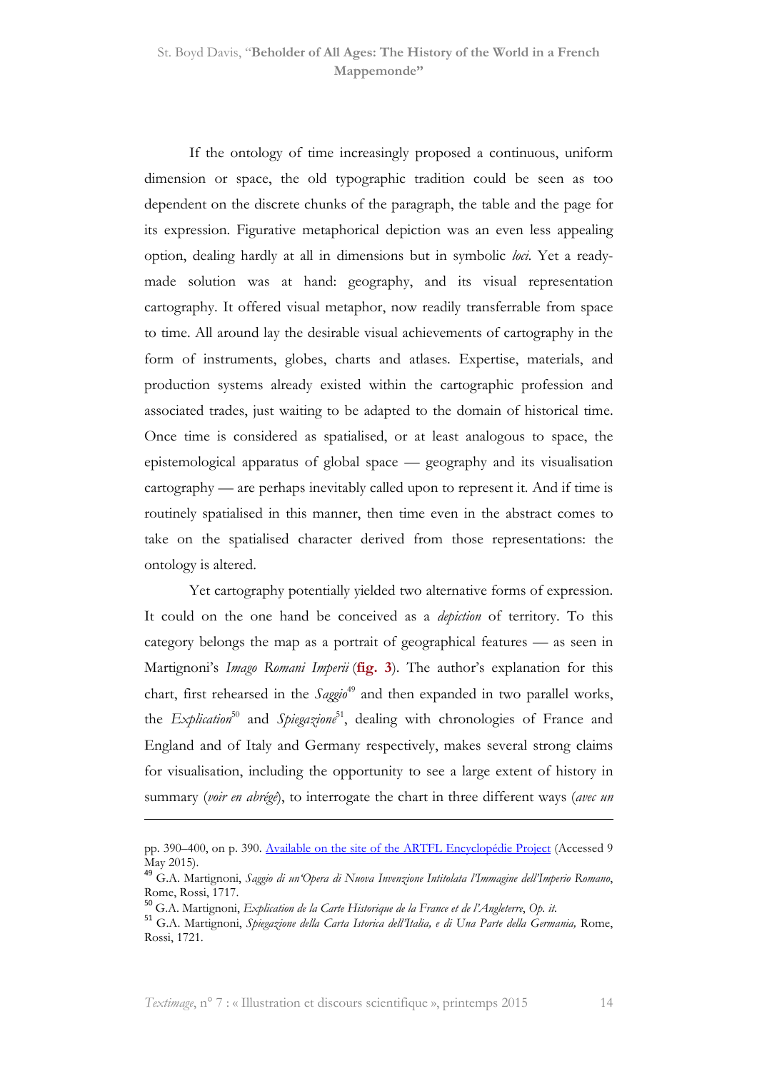If the ontology of time increasingly proposed a continuous, uniform dimension or space, the old typographic tradition could be seen as too dependent on the discrete chunks of the paragraph, the table and the page for its expression. Figurative metaphorical depiction was an even less appealing option, dealing hardly at all in dimensions but in symbolic *loci*. Yet a ready-made solution was at hand: geography, and its visual representation cartography. It offered visual metaphor, now readily transferrable from space to time. All around lay the desirable visual achievements of cartography in the form of instruments, globes, charts and atlases. Expertise, materials, and production systems already existed within the cartographic profession and associated trades, just waiting to be adapted to the domain of historical time. Once time is considered as spatialised, or at least analogous to space, the epistemological apparatus of global space — geography and its visualisation cartography — are perhaps inevitably called upon to represent it. And if time is routinely spatialised in this manner, then time even in the abstract comes to take on the spatialised character derived from those representations: the ontology is altered.

Yet cartography potentially yielded two alternative forms of expression. It could on the one hand be conceived as a *depiction* of territory. To this category belongs the map as a portrait of geographical features — as seen in Martignoni's *Imago Romani Imperii* (**fig. 3**). The author's explanation for this chart, first rehearsed in the *Saggio*[49] and then expanded in two parallel works, the *Explication*[50] and *Spiegazione*[51], dealing with chronologies of France and England and of Italy and Germany respectively, makes several strong claims for visualisation, including the opportunity to see a large extent of history in summary (*voir en abrégé*), to interrogate the chart in three different ways (*avec un*

---

pp. 390–400, on p. 390. Available on the site of the ARTFL Encyclopédie Project (Accessed 9 May 2015).

[49] G.A. Martignoni, *Saggio di un'Opera di Nuova Invenzione Intitolata l'Immagine dell'Imperio Romano*, Rome, Rossi, 1717.

[50] G.A. Martignoni, *Explication de la Carte Historique de la France et de l'Angleterre*, *Op. it.*

[51] G.A. Martignoni, *Spiegazione della Carta Istorica dell'Italia, e di Una Parte della Germania,* Rome, Rossi, 1721.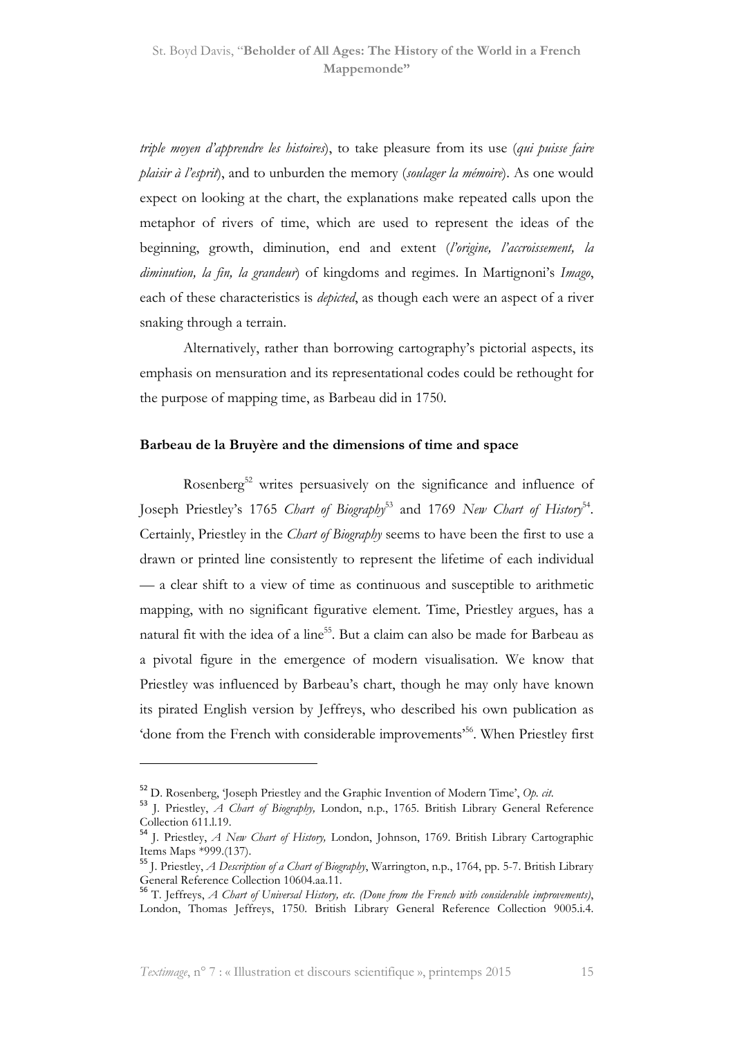*triple moyen d'apprendre les histoires*), to take pleasure from its use (*qui puisse faire plaisir à l'esprit*), and to unburden the memory (*soulager la mémoire*). As one would expect on looking at the chart, the explanations make repeated calls upon the metaphor of rivers of time, which are used to represent the ideas of the beginning, growth, diminution, end and extent (*l'origine, l'accroissement, la diminution, la fin, la grandeur*) of kingdoms and regimes. In Martignoni's *Imago*, each of these characteristics is *depicted*, as though each were an aspect of a river snaking through a terrain.

Alternatively, rather than borrowing cartography's pictorial aspects, its emphasis on mensuration and its representational codes could be rethought for the purpose of mapping time, as Barbeau did in 1750.

### Barbeau de la Bruyère and the dimensions of time and space

Rosenberg[52] writes persuasively on the significance and influence of Joseph Priestley's 1765 *Chart of Biography*[53] and 1769 *New Chart of History*[54]. Certainly, Priestley in the *Chart of Biography* seems to have been the first to use a drawn or printed line consistently to represent the lifetime of each individual — a clear shift to a view of time as continuous and susceptible to arithmetic mapping, with no significant figurative element. Time, Priestley argues, has a natural fit with the idea of a line[55]. But a claim can also be made for Barbeau as a pivotal figure in the emergence of modern visualisation. We know that Priestley was influenced by Barbeau's chart, though he may only have known its pirated English version by Jeffreys, who described his own publication as 'done from the French with considerable improvements'[56]. When Priestley first

---

[52] D. Rosenberg, 'Joseph Priestley and the Graphic Invention of Modern Time', *Op. cit.*

[53] J. Priestley, *A Chart of Biography,* London, n.p., 1765. British Library General Reference Collection 611.l.19.

[54] J. Priestley, *A New Chart of History,* London, Johnson, 1769. British Library Cartographic Items Maps *999.(137).

[55] J. Priestley, *A Description of a Chart of Biography*, Warrington, n.p., 1764, pp. 5-7. British Library General Reference Collection 10604.aa.11.

[56] T. Jeffreys, *A Chart of Universal History, etc. (Done from the French with considerable improvements)*, London, Thomas Jeffreys, 1750. British Library General Reference Collection 9005.i.4.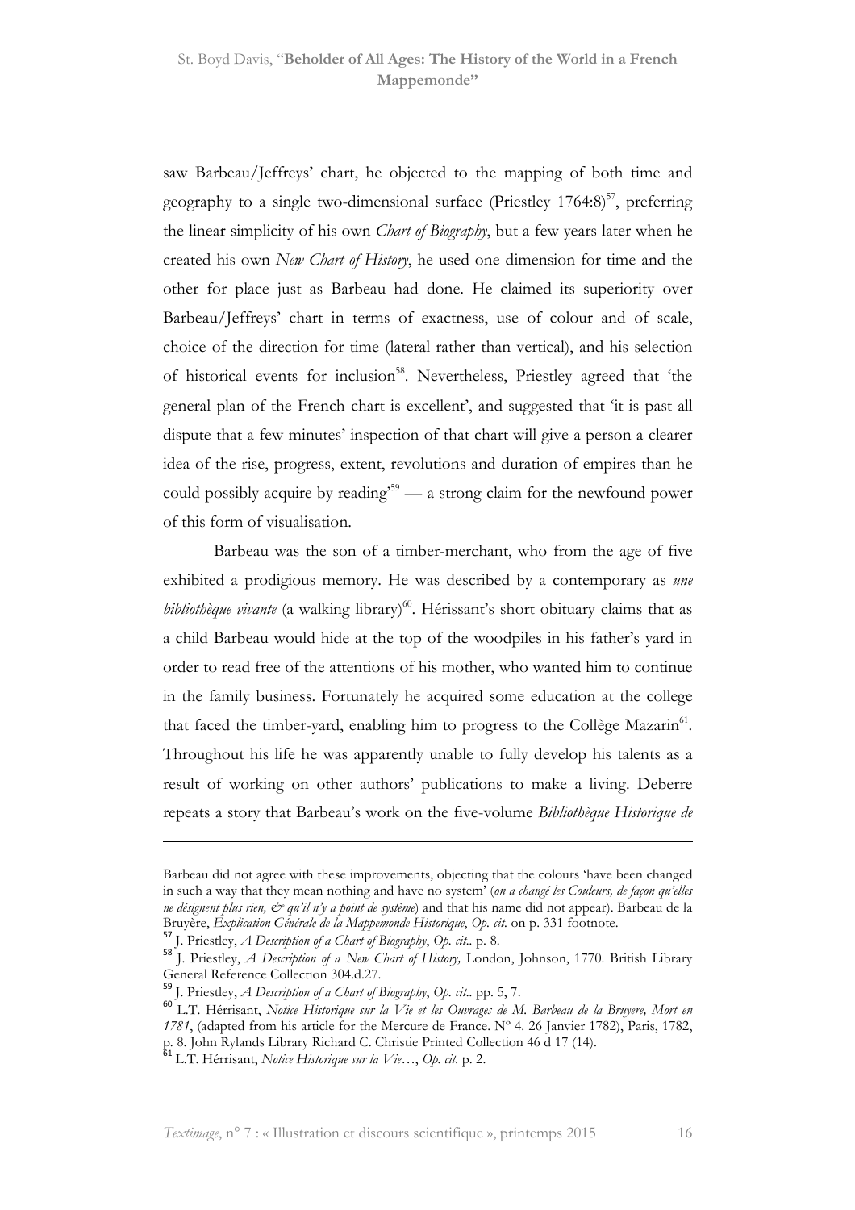saw Barbeau/Jeffreys' chart, he objected to the mapping of both time and geography to a single two-dimensional surface (Priestley 1764:8)[57], preferring the linear simplicity of his own *Chart of Biography*, but a few years later when he created his own *New Chart of History*, he used one dimension for time and the other for place just as Barbeau had done. He claimed its superiority over Barbeau/Jeffreys' chart in terms of exactness, use of colour and of scale, choice of the direction for time (lateral rather than vertical), and his selection of historical events for inclusion[58]. Nevertheless, Priestley agreed that 'the general plan of the French chart is excellent', and suggested that 'it is past all dispute that a few minutes' inspection of that chart will give a person a clearer idea of the rise, progress, extent, revolutions and duration of empires than he could possibly acquire by reading'[59] — a strong claim for the newfound power of this form of visualisation.

Barbeau was the son of a timber-merchant, who from the age of five exhibited a prodigious memory. He was described by a contemporary as *une bibliothèque vivante* (a walking library)[60]. Hérissant's short obituary claims that as a child Barbeau would hide at the top of the woodpiles in his father's yard in order to read free of the attentions of his mother, who wanted him to continue in the family business. Fortunately he acquired some education at the college that faced the timber-yard, enabling him to progress to the Collège Mazarin[61]. Throughout his life he was apparently unable to fully develop his talents as a result of working on other authors' publications to make a living. Deberre repeats a story that Barbeau's work on the five-volume *Bibliothèque Historique de*

---

Barbeau did not agree with these improvements, objecting that the colours 'have been changed in such a way that they mean nothing and have no system' (*on a changé les Couleurs, de façon qu'elles ne désignent plus rien, & qu'il n'y a point de système*) and that his name did not appear). Barbeau de la Bruyère, *Explication Générale de la Mappemonde Historique*, *Op. cit.* on p. 331 footnote.

[57] J. Priestley, *A Description of a Chart of Biography*, *Op. cit.*. p. 8.

[58] J. Priestley, *A Description of a New Chart of History,* London, Johnson, 1770. British Library General Reference Collection 304.d.27.

[59] J. Priestley, *A Description of a Chart of Biography*, *Op. cit.*. pp. 5, 7.

[60] L.T. Hérrisant, *Notice Historique sur la Vie et les Ouvrages de M. Barbeau de la Bruyere, Mort en 1781*, (adapted from his article for the Mercure de France. Nº 4. 26 Janvier 1782), Paris, 1782, p. 8. John Rylands Library Richard C. Christie Printed Collection 46 d 17 (14).

[61] L.T. Hérrisant, *Notice Historique sur la Vie…*, *Op. cit.* p. 2.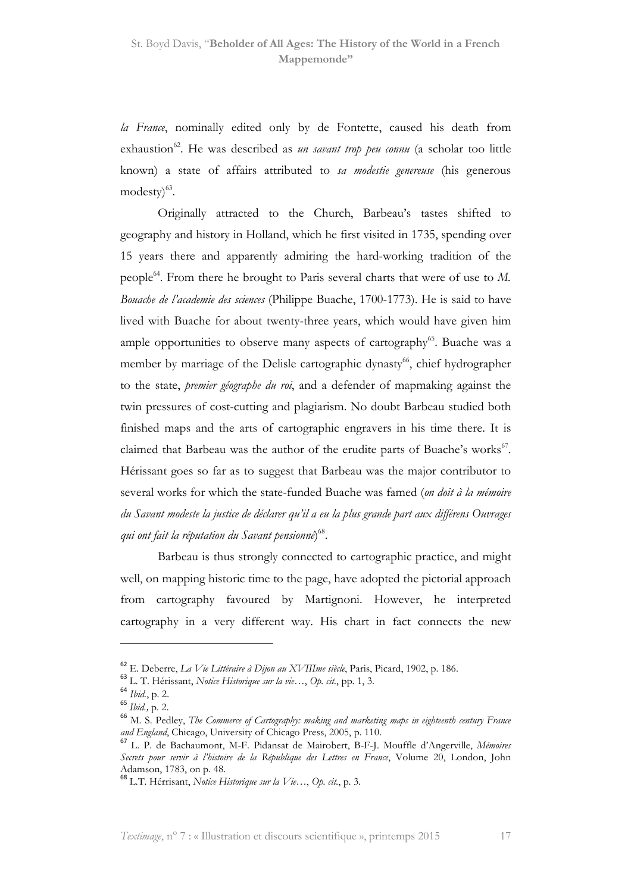*la France*, nominally edited only by de Fontette, caused his death from exhaustion[62]. He was described as *un savant trop peu connu* (a scholar too little known) a state of affairs attributed to *sa modestie genereuse* (his generous modesty)[63].

Originally attracted to the Church, Barbeau's tastes shifted to geography and history in Holland, which he first visited in 1735, spending over 15 years there and apparently admiring the hard-working tradition of the people[64]. From there he brought to Paris several charts that were of use to *M. Bouache de l'academie des sciences* (Philippe Buache, 1700-1773). He is said to have lived with Buache for about twenty-three years, which would have given him ample opportunities to observe many aspects of cartography[65]. Buache was a member by marriage of the Delisle cartographic dynasty[66], chief hydrographer to the state, *premier géographe du roi*, and a defender of mapmaking against the twin pressures of cost-cutting and plagiarism. No doubt Barbeau studied both finished maps and the arts of cartographic engravers in his time there. It is claimed that Barbeau was the author of the erudite parts of Buache's works[67]. Hérissant goes so far as to suggest that Barbeau was the major contributor to several works for which the state-funded Buache was famed (*on doit à la mémoire du Savant modeste la justice de déclarer qu'il a eu la plus grande part aux différens Ouvrages qui ont fait la réputation du Savant pensionné*)[68].

Barbeau is thus strongly connected to cartographic practice, and might well, on mapping historic time to the page, have adopted the pictorial approach from cartography favoured by Martignoni. However, he interpreted cartography in a very different way. His chart in fact connects the new

---

[62] E. Deberre, *La Vie Littéraire à Dijon au XVIIIme siècle*, Paris, Picard, 1902, p. 186.

[63] L. T. Hérissant, *Notice Historique sur la vie*…, *Op. cit.*, pp. 1, 3.

[64] *Ibid.*, p. 2.

[65] *Ibid.,* p. 2.

[66] M. S. Pedley, *The Commerce of Cartography: making and marketing maps in eighteenth century France and England*, Chicago, University of Chicago Press, 2005, p. 110.

[67] L. P. de Bachaumont, M-F. Pidansat de Mairobert, B-F-J. Mouffle d'Angerville, *Mémoires Secrets pour servir à l'histoire de la République des Lettres en France*, Volume 20, London, John Adamson, 1783, on p. 48.

[68] L.T. Hérrisant, *Notice Historique sur la Vie*…, *Op. cit.*, p. 3.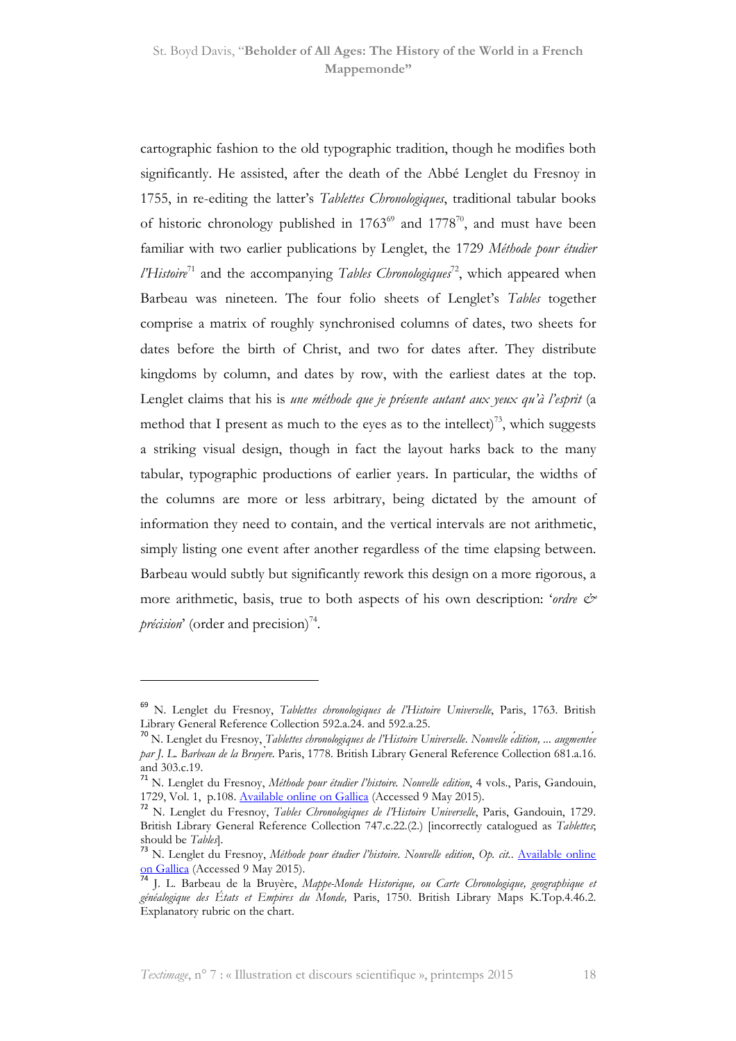cartographic fashion to the old typographic tradition, though he modifies both significantly. He assisted, after the death of the Abbé Lenglet du Fresnoy in 1755, in re-editing the latter's *Tablettes Chronologiques*, traditional tabular books of historic chronology published in 1763[69] and 1778[70], and must have been familiar with two earlier publications by Lenglet, the 1729 *Méthode pour étudier l'Histoire*[71] and the accompanying *Tables Chronologiques*[72], which appeared when Barbeau was nineteen. The four folio sheets of Lenglet's *Tables* together comprise a matrix of roughly synchronised columns of dates, two sheets for dates before the birth of Christ, and two for dates after. They distribute kingdoms by column, and dates by row, with the earliest dates at the top. Lenglet claims that his is *une méthode que je présente autant aux yeux qu'à l'esprit* (a method that I present as much to the eyes as to the intellect)[73], which suggests a striking visual design, though in fact the layout harks back to the many tabular, typographic productions of earlier years. In particular, the widths of the columns are more or less arbitrary, being dictated by the amount of information they need to contain, and the vertical intervals are not arithmetic, simply listing one event after another regardless of the time elapsing between. Barbeau would subtly but significantly rework this design on a more rigorous, a more arithmetic, basis, true to both aspects of his own description: '*ordre & précision*' (order and precision)[74].

---

[69] N. Lenglet du Fresnoy, *Tablettes chronologiques de l'Histoire Universelle*, Paris, 1763. British Library General Reference Collection 592.a.24. and 592.a.25.

[70] N. Lenglet du Fresnoy, *Tablettes chronologiques de l'Histoire Universelle. Nouvelle édition, ... augmentée par J. L. Barbeau de la Bruyère.* Paris, 1778. British Library General Reference Collection 681.a.16. and 303.c.19.

[71] N. Lenglet du Fresnoy, *Méthode pour étudier l'histoire. Nouvelle edition*, 4 vols., Paris, Gandouin, 1729, Vol. 1, p.108. [Available online on Gallica] (Accessed 9 May 2015).

[72] N. Lenglet du Fresnoy, *Tables Chronologiques de l'Histoire Universelle*, Paris, Gandouin, 1729. British Library General Reference Collection 747.c.22.(2.) [incorrectly catalogued as *Tablettes*; should be *Tables*].

[73] N. Lenglet du Fresnoy, *Méthode pour étudier l'histoire. Nouvelle edition*, *Op. cit.*. [Available online on Gallica] (Accessed 9 May 2015).

[74] J. L. Barbeau de la Bruyère, *Mappe-Monde Historique, ou Carte Chronologique, geographique et généalogique des États et Empires du Monde,* Paris, 1750. British Library Maps K.Top.4.46.2. Explanatory rubric on the chart.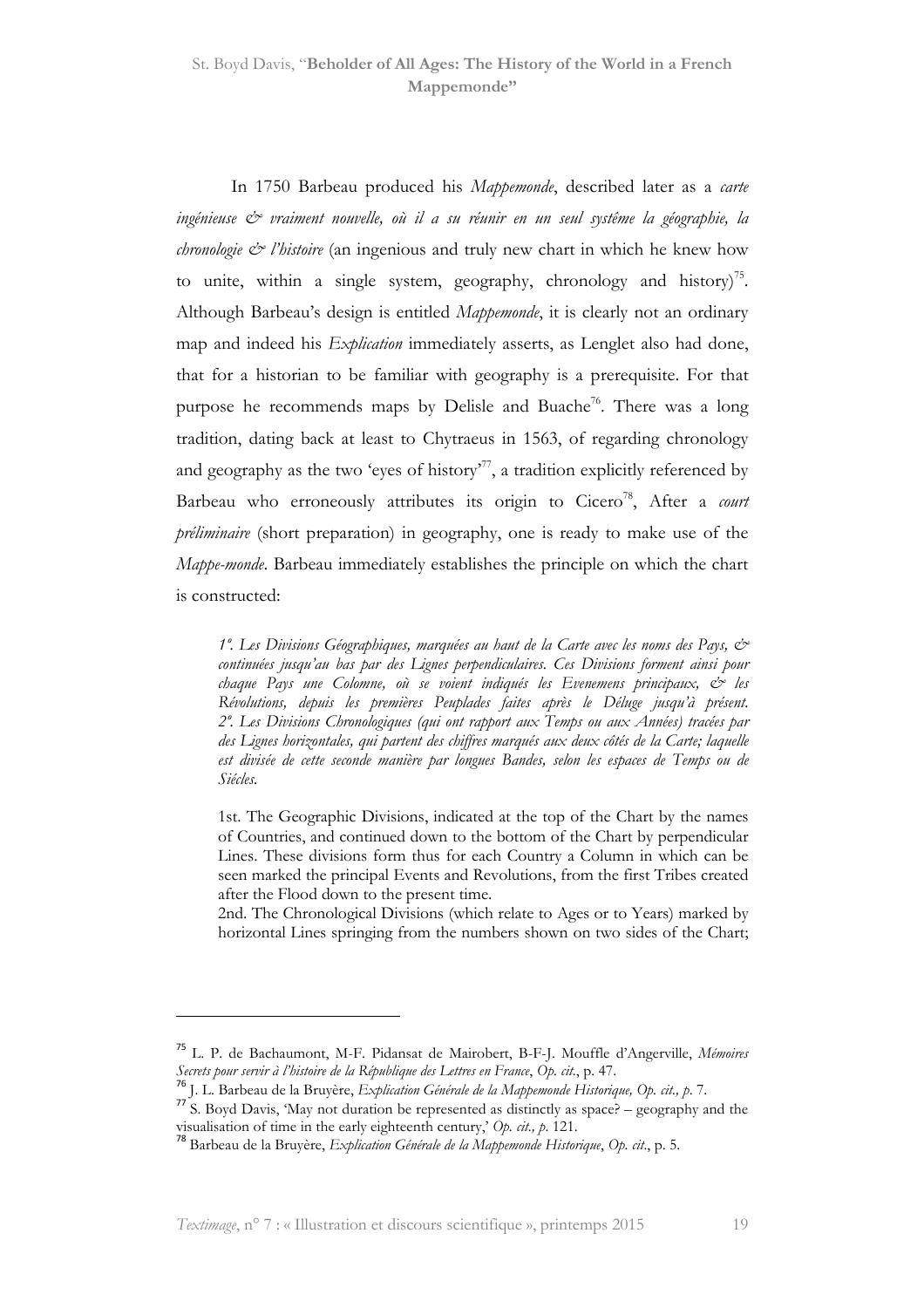In 1750 Barbeau produced his *Mappemonde*, described later as a *carte ingénieuse & vraiment nouvelle, où il a su réunir en un seul systême la géographie, la chronologie & l'histoire* (an ingenious and truly new chart in which he knew how to unite, within a single system, geography, chronology and history)[75]. Although Barbeau's design is entitled *Mappemonde*, it is clearly not an ordinary map and indeed his *Explication* immediately asserts, as Lenglet also had done, that for a historian to be familiar with geography is a prerequisite. For that purpose he recommends maps by Delisle and Buache[76]. There was a long tradition, dating back at least to Chytraeus in 1563, of regarding chronology and geography as the two 'eyes of history'[77], a tradition explicitly referenced by Barbeau who erroneously attributes its origin to Cicero[78], After a *court préliminaire* (short preparation) in geography, one is ready to make use of the *Mappe-monde*. Barbeau immediately establishes the principle on which the chart is constructed:

> *1º. Les Divisions Géographiques, marquées au haut de la Carte avec les noms des Pays, & continuées jusqu'au bas par des Lignes perpendiculaires. Ces Divisions forment ainsi pour chaque Pays une Colomne, où se voient indiqués les Evenemens principaux, & les Révolutions, depuis les premières Peuplades faites après le Déluge jusqu'à présent. 2º. Les Divisions Chronologiques (qui ont rapport aux Temps ou aux Années) tracées par des Lignes horizontales, qui partent des chiffres marqués aux deux côtés de la Carte; laquelle est divisée de cette seconde manière par longues Bandes, selon les espaces de Temps ou de Siécles.*
>
> 1st. The Geographic Divisions, indicated at the top of the Chart by the names of Countries, and continued down to the bottom of the Chart by perpendicular Lines. These divisions form thus for each Country a Column in which can be seen marked the principal Events and Revolutions, from the first Tribes created after the Flood down to the present time.
> 2nd. The Chronological Divisions (which relate to Ages or to Years) marked by horizontal Lines springing from the numbers shown on two sides of the Chart;

---

[75] L. P. de Bachaumont, M-F. Pidansat de Mairobert, B-F-J. Mouffle d'Angerville, *Mémoires Secrets pour servir à l'histoire de la République des Lettres en France*, *Op. cit.*, p. 47.

[76] J. L. Barbeau de la Bruyère, *Explication Générale de la Mappemonde Historique, Op. cit., p.* 7.

[77] S. Boyd Davis, 'May not duration be represented as distinctly as space? – geography and the visualisation of time in the early eighteenth century,' *Op. cit., p.* 121.

[78] Barbeau de la Bruyère, *Explication Générale de la Mappemonde Historique*, *Op. cit*., p. 5.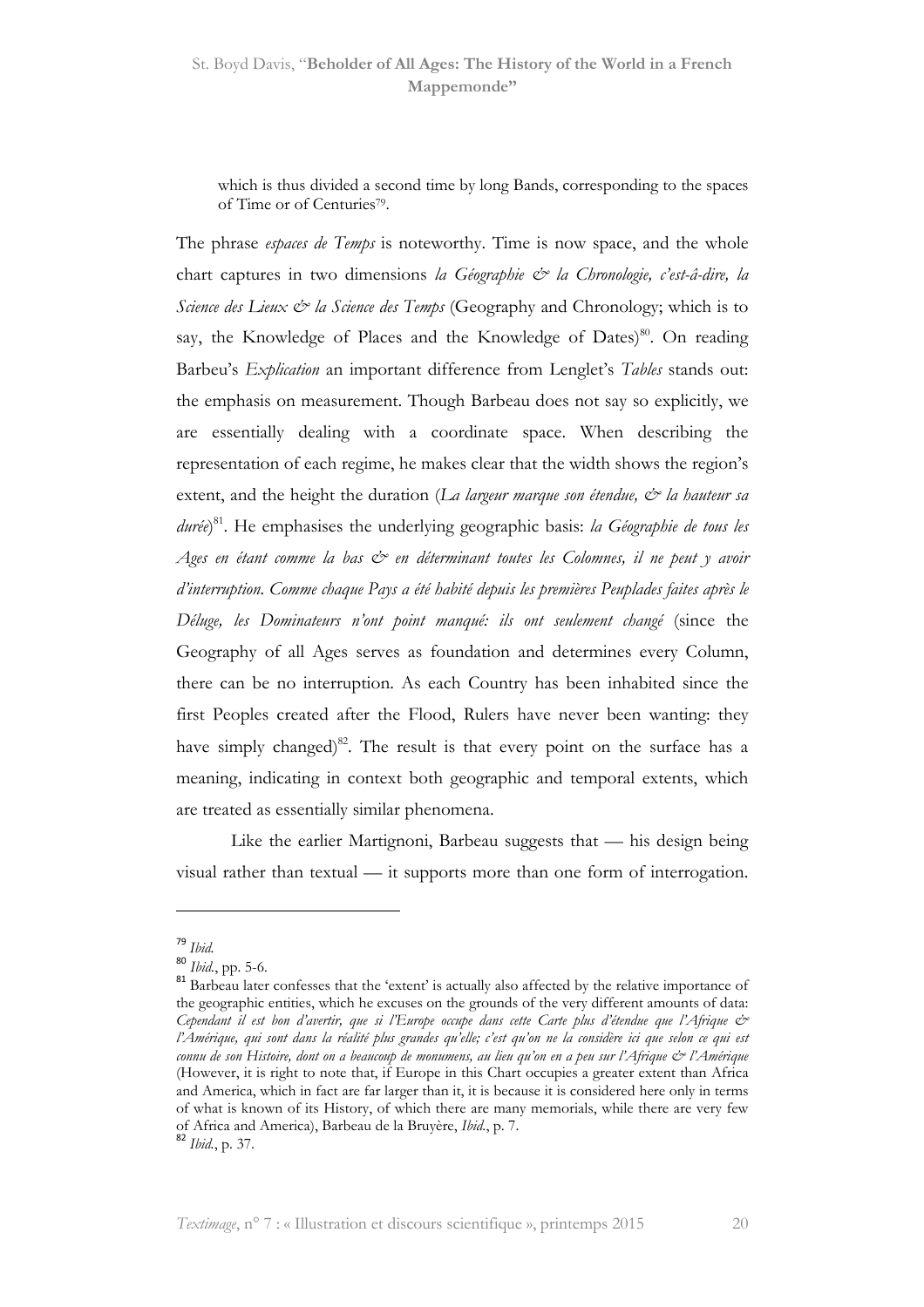which is thus divided a second time by long Bands, corresponding to the spaces of Time or of Centuries[79].

The phrase *espaces de Temps* is noteworthy. Time is now space, and the whole chart captures in two dimensions *la Géographie & la Chronologie, c'est-à-dire, la Science des Lieux & la Science des Temps* (Geography and Chronology; which is to say, the Knowledge of Places and the Knowledge of Dates)[80]. On reading Barbeu's *Explication* an important difference from Lenglet's *Tables* stands out: the emphasis on measurement. Though Barbeau does not say so explicitly, we are essentially dealing with a coordinate space. When describing the representation of each regime, he makes clear that the width shows the region's extent, and the height the duration (*La largeur marque son étendue, & la hauteur sa durée*)[81]. He emphasises the underlying geographic basis: *la Géographie de tous les Ages en étant comme la bas & en déterminant toutes les Colomnes, il ne peut y avoir d'interruption. Comme chaque Pays a été habité depuis les premières Peuplades faites après le Déluge, les Dominateurs n'ont point manqué: ils ont seulement changé* (since the Geography of all Ages serves as foundation and determines every Column, there can be no interruption. As each Country has been inhabited since the first Peoples created after the Flood, Rulers have never been wanting: they have simply changed)[82]. The result is that every point on the surface has a meaning, indicating in context both geographic and temporal extents, which are treated as essentially similar phenomena.

Like the earlier Martignoni, Barbeau suggests that — his design being visual rather than textual — it supports more than one form of interrogation.

---

[79] *Ibid.*

[80] *Ibid.*, pp. 5-6.

[81] Barbeau later confesses that the 'extent' is actually also affected by the relative importance of the geographic entities, which he excuses on the grounds of the very different amounts of data: *Cependant il est bon d'avertir, que si l'Europe occupe dans cette Carte plus d'étendue que l'Afrique & l'Amérique, qui sont dans la réalité plus grandes qu'elle; c'est qu'on ne la considère ici que selon ce qui est connu de son Histoire, dont on a beaucoup de monumens, au lieu qu'on en a peu sur l'Afrique & l'Amérique* (However, it is right to note that, if Europe in this Chart occupies a greater extent than Africa and America, which in fact are far larger than it, it is because it is considered here only in terms of what is known of its History, of which there are many memorials, while there are very few of Africa and America), Barbeau de la Bruyère, *Ibid.*, p. 7.

[82] *Ibid.*, p. 37.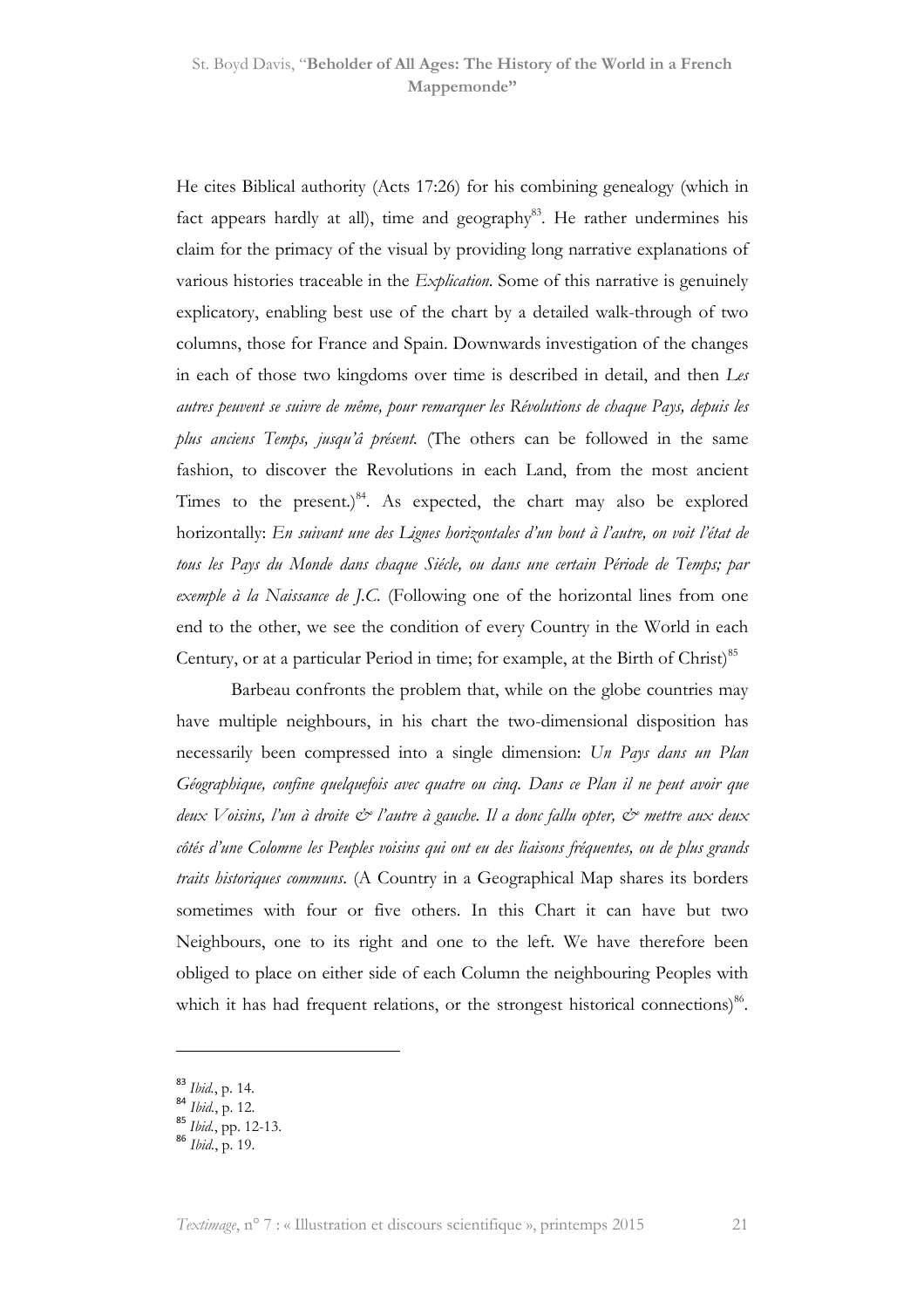He cites Biblical authority (Acts 17:26) for his combining genealogy (which in fact appears hardly at all), time and geography[83]. He rather undermines his claim for the primacy of the visual by providing long narrative explanations of various histories traceable in the *Explication*. Some of this narrative is genuinely explicatory, enabling best use of the chart by a detailed walk-through of two columns, those for France and Spain. Downwards investigation of the changes in each of those two kingdoms over time is described in detail, and then *Les autres peuvent se suivre de même, pour remarquer les Révolutions de chaque Pays, depuis les plus anciens Temps, jusqu'à présent.* (The others can be followed in the same fashion, to discover the Revolutions in each Land, from the most ancient Times to the present.)[84]. As expected, the chart may also be explored horizontally: *En suivant une des Lignes horizontales d'un bout à l'autre, on voit l'état de tous les Pays du Monde dans chaque Siécle, ou dans une certain Période de Temps; par exemple à la Naissance de J.C.* (Following one of the horizontal lines from one end to the other, we see the condition of every Country in the World in each Century, or at a particular Period in time; for example, at the Birth of Christ)[85]

Barbeau confronts the problem that, while on the globe countries may have multiple neighbours, in his chart the two-dimensional disposition has necessarily been compressed into a single dimension: *Un Pays dans un Plan Géographique, confine quelquefois avec quatre ou cinq. Dans ce Plan il ne peut avoir que deux Voisins, l'un à droite & l'autre à gauche. Il a donc fallu opter, & mettre aux deux côtés d'une Colomne les Peuples voisins qui ont eu des liaisons fréquentes, ou de plus grands traits historiques communs*. (A Country in a Geographical Map shares its borders sometimes with four or five others. In this Chart it can have but two Neighbours, one to its right and one to the left. We have therefore been obliged to place on either side of each Column the neighbouring Peoples with which it has had frequent relations, or the strongest historical connections)[86].

---

[83] *Ibid.*, p. 14.
[84] *Ibid.*, p. 12.
[85] *Ibid.*, pp. 12-13.
[86] *Ibid.*, p. 19.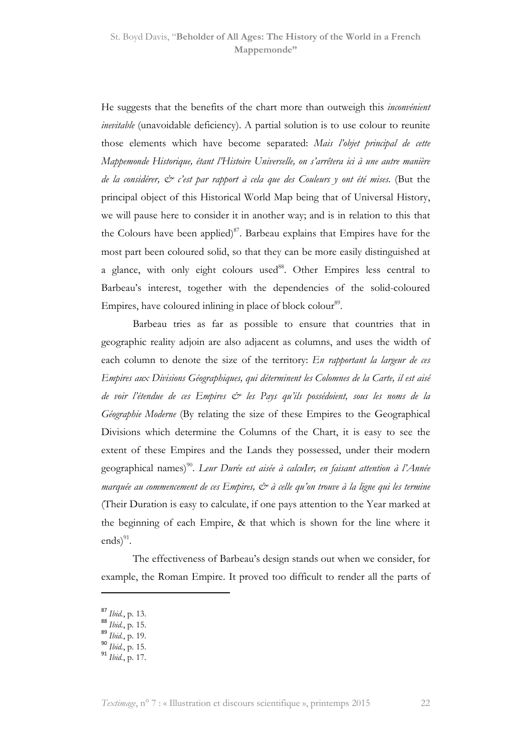He suggests that the benefits of the chart more than outweigh this *inconvénient inevitable* (unavoidable deficiency). A partial solution is to use colour to reunite those elements which have become separated: *Mais l'objet principal de cette Mappemonde Historique, étant l'Histoire Universelle, on s'arrêtera ici à une autre manière de la considérer, & c'est par rapport à cela que des Couleurs y ont été mises.* (But the principal object of this Historical World Map being that of Universal History, we will pause here to consider it in another way; and is in relation to this that the Colours have been applied)[87]. Barbeau explains that Empires have for the most part been coloured solid, so that they can be more easily distinguished at a glance, with only eight colours used[88]. Other Empires less central to Barbeau's interest, together with the dependencies of the solid-coloured Empires, have coloured inlining in place of block colour[89].

Barbeau tries as far as possible to ensure that countries that in geographic reality adjoin are also adjacent as columns, and uses the width of each column to denote the size of the territory: *En rapportant la largeur de ces Empires aux Divisions Géographiques, qui déterminent les Colomnes de la Carte, il est aisé de voir l'étendue de ces Empires & les Pays qu'ils possédoient, sous les noms de la Géographie Moderne* (By relating the size of these Empires to the Geographical Divisions which determine the Columns of the Chart, it is easy to see the extent of these Empires and the Lands they possessed, under their modern geographical names)[90]. *Leur Durée est aisée à calculer, en faisant attention à l'Année marquée au commencement de ces Empires, & à celle qu'on trouve à la ligne qui les termine* (Their Duration is easy to calculate, if one pays attention to the Year marked at the beginning of each Empire, & that which is shown for the line where it ends)[91].

The effectiveness of Barbeau's design stands out when we consider, for example, the Roman Empire. It proved too difficult to render all the parts of

---

[87] *Ibid.*, p. 13.
[88] *Ibid.*, p. 15.
[89] *Ibid.*, p. 19.
[90] *Ibid.*, p. 15.
[91] *Ibid.*, p. 17.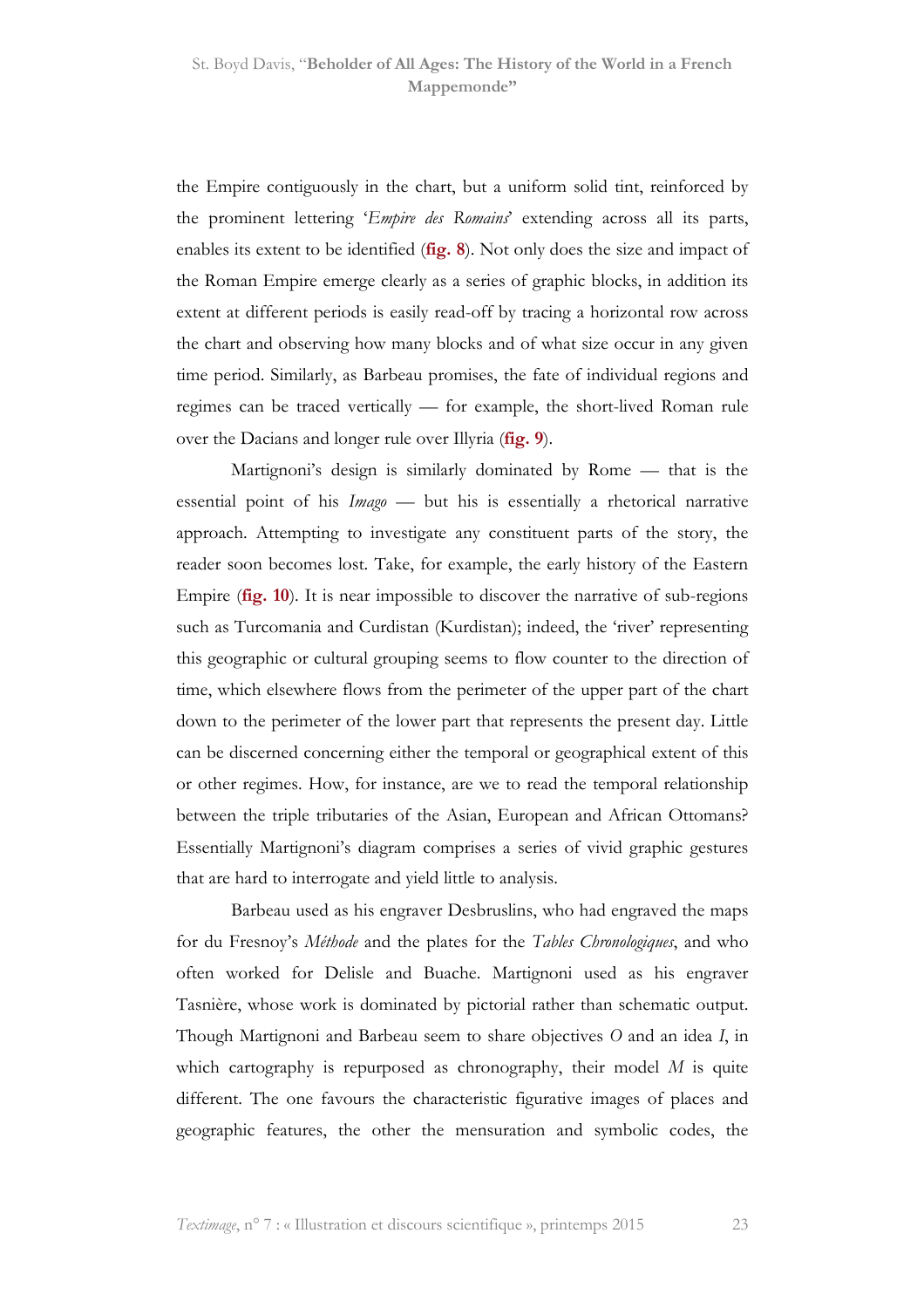the Empire contiguously in the chart, but a uniform solid tint, reinforced by the prominent lettering '*Empire des Romains*' extending across all its parts, enables its extent to be identified (**fig. 8**). Not only does the size and impact of the Roman Empire emerge clearly as a series of graphic blocks, in addition its extent at different periods is easily read-off by tracing a horizontal row across the chart and observing how many blocks and of what size occur in any given time period. Similarly, as Barbeau promises, the fate of individual regions and regimes can be traced vertically — for example, the short-lived Roman rule over the Dacians and longer rule over Illyria (**fig. 9**).

Martignoni's design is similarly dominated by Rome — that is the essential point of his *Imago* — but his is essentially a rhetorical narrative approach. Attempting to investigate any constituent parts of the story, the reader soon becomes lost. Take, for example, the early history of the Eastern Empire (**fig. 10**). It is near impossible to discover the narrative of sub-regions such as Turcomania and Curdistan (Kurdistan); indeed, the 'river' representing this geographic or cultural grouping seems to flow counter to the direction of time, which elsewhere flows from the perimeter of the upper part of the chart down to the perimeter of the lower part that represents the present day. Little can be discerned concerning either the temporal or geographical extent of this or other regimes. How, for instance, are we to read the temporal relationship between the triple tributaries of the Asian, European and African Ottomans? Essentially Martignoni's diagram comprises a series of vivid graphic gestures that are hard to interrogate and yield little to analysis.

Barbeau used as his engraver Desbruslins, who had engraved the maps for du Fresnoy's *Méthode* and the plates for the *Tables Chronologiques*, and who often worked for Delisle and Buache. Martignoni used as his engraver Tasnière, whose work is dominated by pictorial rather than schematic output. Though Martignoni and Barbeau seem to share objectives *O* and an idea *I*, in which cartography is repurposed as chronography, their model *M* is quite different. The one favours the characteristic figurative images of places and geographic features, the other the mensuration and symbolic codes, the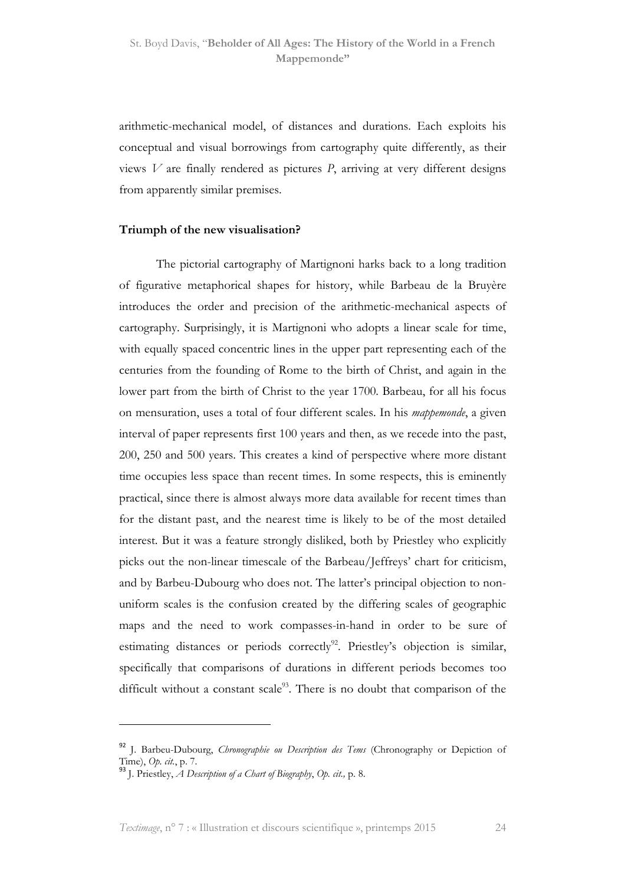arithmetic-mechanical model, of distances and durations. Each exploits his conceptual and visual borrowings from cartography quite differently, as their views *V* are finally rendered as pictures *P*, arriving at very different designs from apparently similar premises.

**Triumph of the new visualisation?**

The pictorial cartography of Martignoni harks back to a long tradition of figurative metaphorical shapes for history, while Barbeau de la Bruyère introduces the order and precision of the arithmetic-mechanical aspects of cartography. Surprisingly, it is Martignoni who adopts a linear scale for time, with equally spaced concentric lines in the upper part representing each of the centuries from the founding of Rome to the birth of Christ, and again in the lower part from the birth of Christ to the year 1700. Barbeau, for all his focus on mensuration, uses a total of four different scales. In his *mappemonde*, a given interval of paper represents first 100 years and then, as we recede into the past, 200, 250 and 500 years. This creates a kind of perspective where more distant time occupies less space than recent times. In some respects, this is eminently practical, since there is almost always more data available for recent times than for the distant past, and the nearest time is likely to be of the most detailed interest. But it was a feature strongly disliked, both by Priestley who explicitly picks out the non-linear timescale of the Barbeau/Jeffreys' chart for criticism, and by Barbeu-Dubourg who does not. The latter's principal objection to non-uniform scales is the confusion created by the differing scales of geographic maps and the need to work compasses-in-hand in order to be sure of estimating distances or periods correctly[92]. Priestley's objection is similar, specifically that comparisons of durations in different periods becomes too difficult without a constant scale[93]. There is no doubt that comparison of the

---

[92] J. Barbeu-Dubourg, *Chronographie ou Description des Tems* (Chronography or Depiction of Time), *Op. cit.*, p. 7.

[93] J. Priestley, *A Description of a Chart of Biography*, *Op. cit.,* p. 8.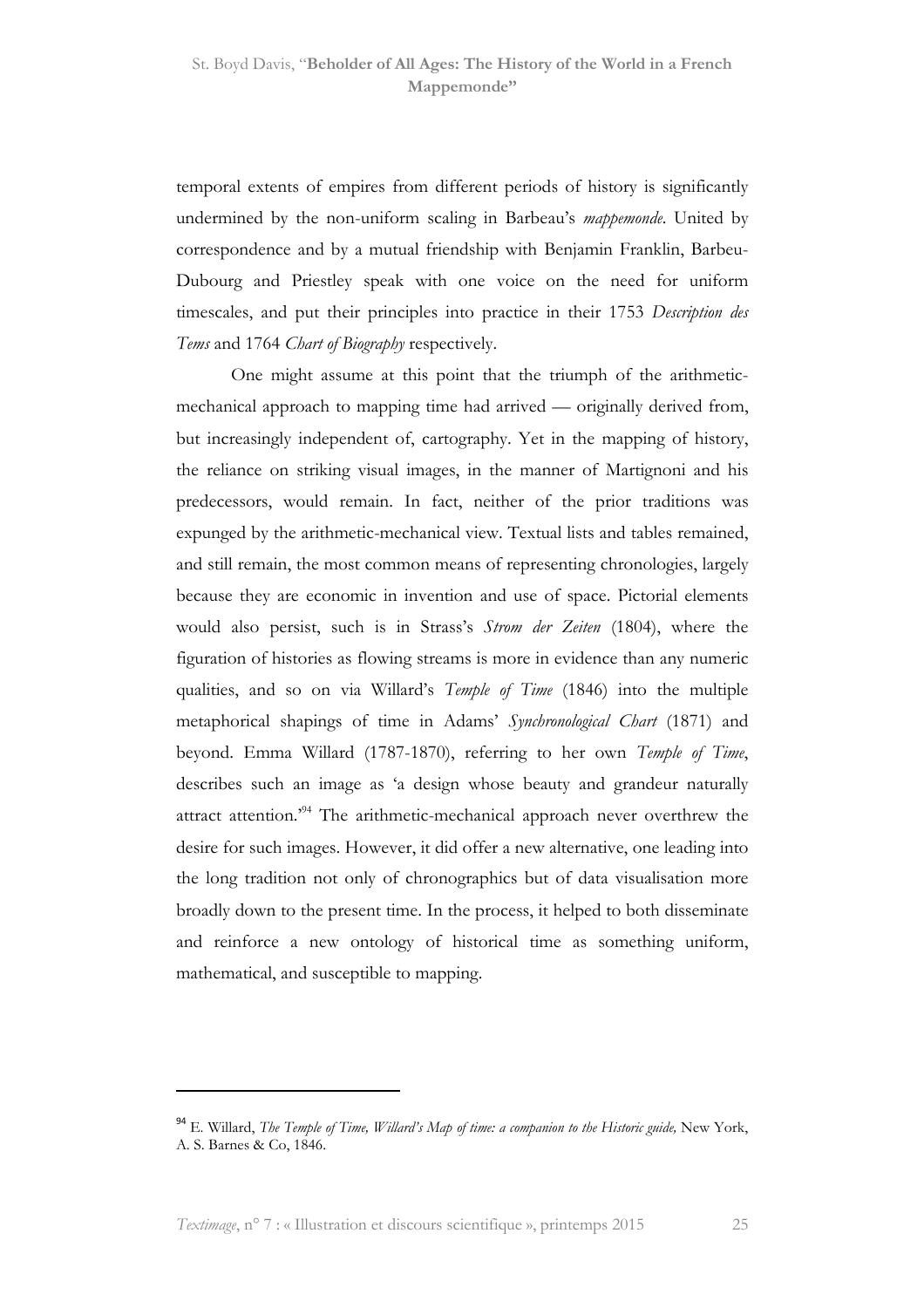temporal extents of empires from different periods of history is significantly undermined by the non-uniform scaling in Barbeau's *mappemonde*. United by correspondence and by a mutual friendship with Benjamin Franklin, Barbeu-Dubourg and Priestley speak with one voice on the need for uniform timescales, and put their principles into practice in their 1753 *Description des Tems* and 1764 *Chart of Biography* respectively.

One might assume at this point that the triumph of the arithmetic-mechanical approach to mapping time had arrived — originally derived from, but increasingly independent of, cartography. Yet in the mapping of history, the reliance on striking visual images, in the manner of Martignoni and his predecessors, would remain. In fact, neither of the prior traditions was expunged by the arithmetic-mechanical view. Textual lists and tables remained, and still remain, the most common means of representing chronologies, largely because they are economic in invention and use of space. Pictorial elements would also persist, such is in Strass's *Strom der Zeiten* (1804), where the figuration of histories as flowing streams is more in evidence than any numeric qualities, and so on via Willard's *Temple of Time* (1846) into the multiple metaphorical shapings of time in Adams' *Synchronological Chart* (1871) and beyond. Emma Willard (1787-1870), referring to her own *Temple of Time*, describes such an image as 'a design whose beauty and grandeur naturally attract attention.'[94] The arithmetic-mechanical approach never overthrew the desire for such images. However, it did offer a new alternative, one leading into the long tradition not only of chronographics but of data visualisation more broadly down to the present time. In the process, it helped to both disseminate and reinforce a new ontology of historical time as something uniform, mathematical, and susceptible to mapping.

---

[94] E. Willard, *The Temple of Time, Willard's Map of time: a companion to the Historic guide,* New York, A. S. Barnes & Co, 1846.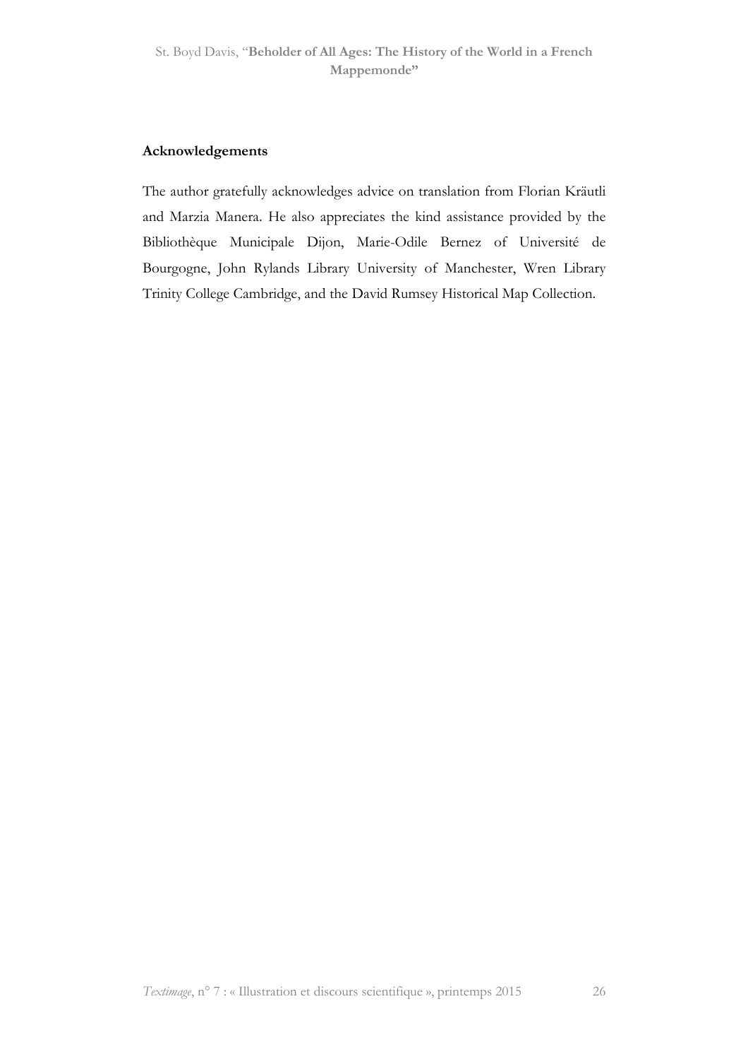**Acknowledgements**

The author gratefully acknowledges advice on translation from Florian Kräutli and Marzia Manera. He also appreciates the kind assistance provided by the Bibliothèque Municipale Dijon, Marie-Odile Bernez of Université de Bourgogne, John Rylands Library University of Manchester, Wren Library Trinity College Cambridge, and the David Rumsey Historical Map Collection.